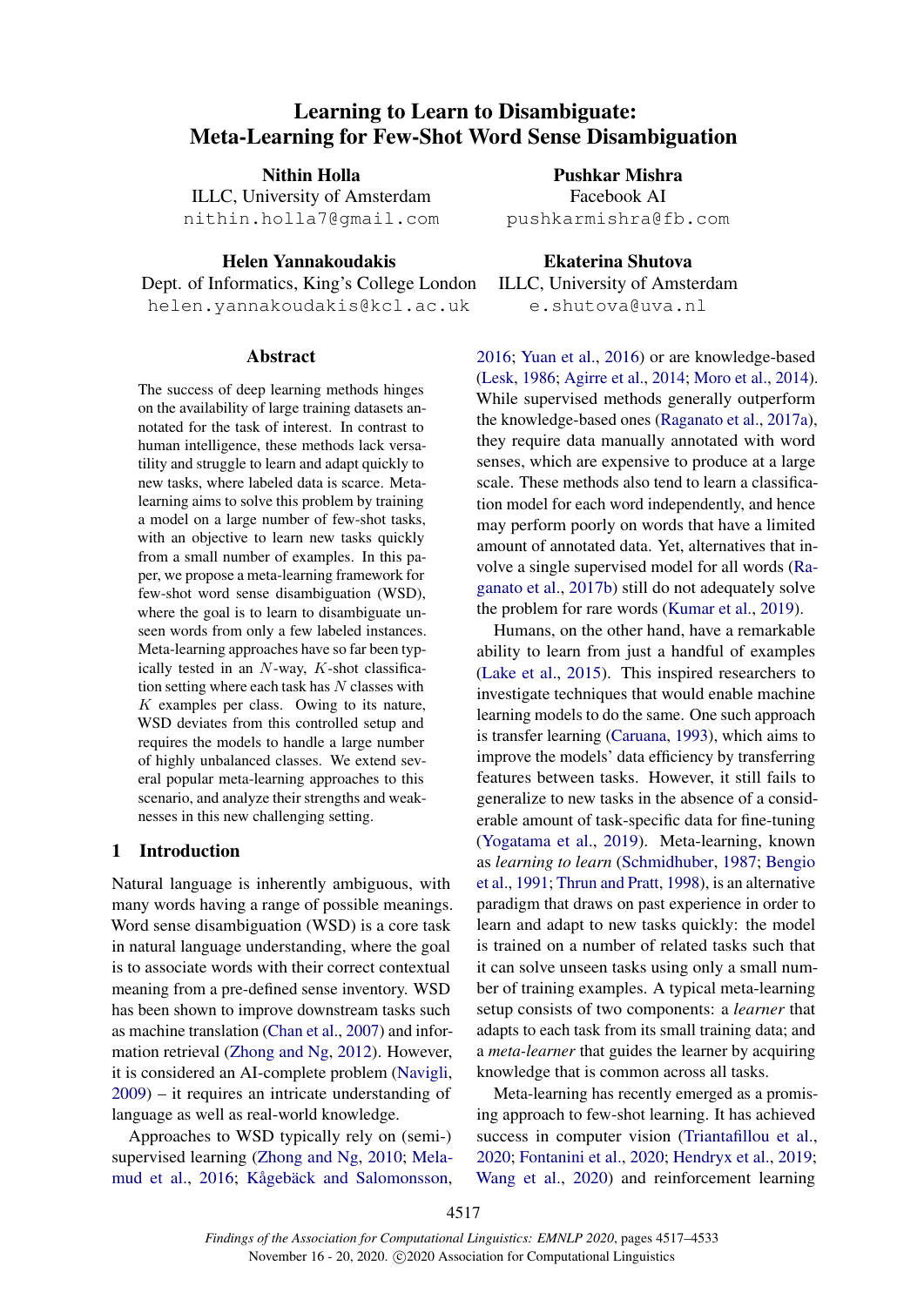# Learning to Learn to Disambiguate: Meta-Learning for Few-Shot Word Sense Disambiguation

**Nithin Holla**
ILLC, University of Amsterdam
nithin.holla7@gmail.com

**Pushkar Mishra**
Facebook AI
pushkarmishra@fb.com

**Helen Yannakoudakis**
Dept. of Informatics, King's College London
helen.yannakoudakis@kcl.ac.uk

**Ekaterina Shutova**
ILLC, University of Amsterdam
e.shutova@uva.nl

## Abstract

The success of deep learning methods hinges on the availability of large training datasets annotated for the task of interest. In contrast to human intelligence, these methods lack versatility and struggle to learn and adapt quickly to new tasks, where labeled data is scarce. Meta-learning aims to solve this problem by training a model on a large number of few-shot tasks, with an objective to learn new tasks quickly from a small number of examples. In this paper, we propose a meta-learning framework for few-shot word sense disambiguation (WSD), where the goal is to learn to disambiguate unseen words from only a few labeled instances. Meta-learning approaches have so far been typically tested in an $N$-way, $K$-shot classification setting where each task has $N$ classes with $K$ examples per class. Owing to its nature, WSD deviates from this controlled setup and requires the models to handle a large number of highly unbalanced classes. We extend several popular meta-learning approaches to this scenario, and analyze their strengths and weaknesses in this new challenging setting.

## 1 Introduction

Natural language is inherently ambiguous, with many words having a range of possible meanings. Word sense disambiguation (WSD) is a core task in natural language understanding, where the goal is to associate words with their correct contextual meaning from a pre-defined sense inventory. WSD has been shown to improve downstream tasks such as machine translation (Chan et al., 2007) and information retrieval (Zhong and Ng, 2012). However, it is considered an AI-complete problem (Navigli, 2009) – it requires an intricate understanding of language as well as real-world knowledge.

Approaches to WSD typically rely on (semi-) supervised learning (Zhong and Ng, 2010; Melamud et al., 2016; Kågebäck and Salomonsson, 2016; Yuan et al., 2016) or are knowledge-based (Lesk, 1986; Agirre et al., 2014; Moro et al., 2014). While supervised methods generally outperform the knowledge-based ones (Raganato et al., 2017a), they require data manually annotated with word senses, which are expensive to produce at a large scale. These methods also tend to learn a classification model for each word independently, and hence may perform poorly on words that have a limited amount of annotated data. Yet, alternatives that involve a single supervised model for all words (Raganato et al., 2017b) still do not adequately solve the problem for rare words (Kumar et al., 2019).

Humans, on the other hand, have a remarkable ability to learn from just a handful of examples (Lake et al., 2015). This inspired researchers to investigate techniques that would enable machine learning models to do the same. One such approach is transfer learning (Caruana, 1993), which aims to improve the models' data efficiency by transferring features between tasks. However, it still fails to generalize to new tasks in the absence of a considerable amount of task-specific data for fine-tuning (Yogatama et al., 2019). Meta-learning, known as *learning to learn* (Schmidhuber, 1987; Bengio et al., 1991; Thrun and Pratt, 1998), is an alternative paradigm that draws on past experience in order to learn and adapt to new tasks quickly: the model is trained on a number of related tasks such that it can solve unseen tasks using only a small number of training examples. A typical meta-learning setup consists of two components: a *learner* that adapts to each task from its small training data; and a *meta-learner* that guides the learner by acquiring knowledge that is common across all tasks.

Meta-learning has recently emerged as a promising approach to few-shot learning. It has achieved success in computer vision (Triantafillou et al., 2020; Fontanini et al., 2020; Hendryx et al., 2019; Wang et al., 2020) and reinforcement learning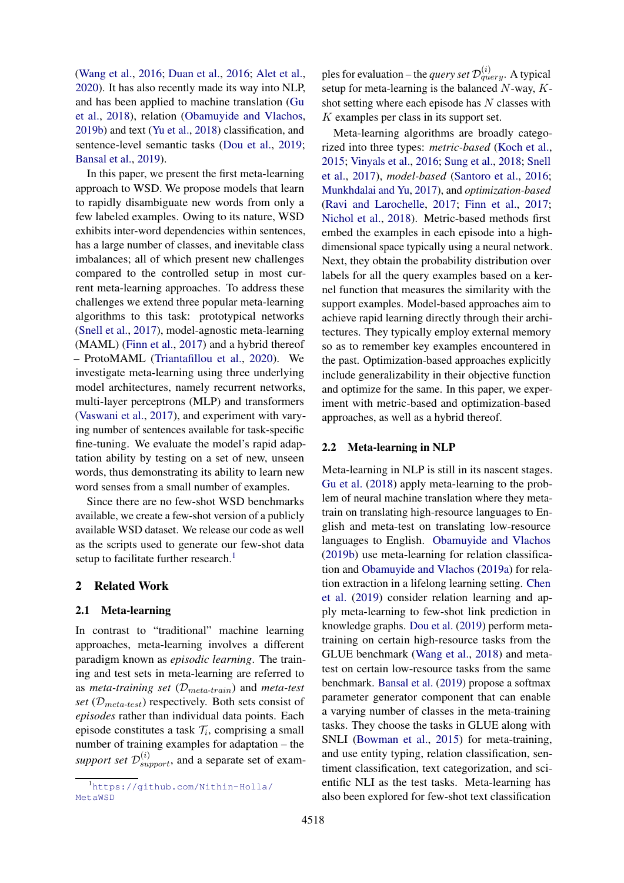(Wang et al., 2016; Duan et al., 2016; Alet et al., 2020). It has also recently made its way into NLP, and has been applied to machine translation (Gu et al., 2018), relation (Obamuyide and Vlachos, 2019b) and text (Yu et al., 2018) classification, and sentence-level semantic tasks (Dou et al., 2019; Bansal et al., 2019).

In this paper, we present the first meta-learning approach to WSD. We propose models that learn to rapidly disambiguate new words from only a few labeled examples. Owing to its nature, WSD exhibits inter-word dependencies within sentences, has a large number of classes, and inevitable class imbalances; all of which present new challenges compared to the controlled setup in most current meta-learning approaches. To address these challenges we extend three popular meta-learning algorithms to this task: prototypical networks (Snell et al., 2017), model-agnostic meta-learning (MAML) (Finn et al., 2017) and a hybrid thereof – ProtoMAML (Triantafillou et al., 2020). We investigate meta-learning using three underlying model architectures, namely recurrent networks, multi-layer perceptrons (MLP) and transformers (Vaswani et al., 2017), and experiment with varying number of sentences available for task-specific fine-tuning. We evaluate the model's rapid adaptation ability by testing on a set of new, unseen words, thus demonstrating its ability to learn new word senses from a small number of examples.

Since there are no few-shot WSD benchmarks available, we create a few-shot version of a publicly available WSD dataset. We release our code as well as the scripts used to generate our few-shot data setup to facilitate further research.[1]

## 2 Related Work

### 2.1 Meta-learning

In contrast to "traditional" machine learning approaches, meta-learning involves a different paradigm known as *episodic learning*. The training and test sets in meta-learning are referred to as *meta-training set* ($\mathcal{D}_{meta\text{-}train}$) and *meta-test set* ($\mathcal{D}_{meta\text{-}test}$) respectively. Both sets consist of *episodes* rather than individual data points. Each episode constitutes a task $\mathcal{T}_i$, comprising a small number of training examples for adaptation – the *support set* $\mathcal{D}^{(i)}_{support}$, and a separate set of examples for evaluation – the *query set* $\mathcal{D}^{(i)}_{query}$. A typical setup for meta-learning is the balanced $N$-way, $K$-shot setting where each episode has $N$ classes with $K$ examples per class in its support set.

Meta-learning algorithms are broadly categorized into three types: *metric-based* (Koch et al., 2015; Vinyals et al., 2016; Sung et al., 2018; Snell et al., 2017), *model-based* (Santoro et al., 2016; Munkhdalai and Yu, 2017), and *optimization-based* (Ravi and Larochelle, 2017; Finn et al., 2017; Nichol et al., 2018). Metric-based methods first embed the examples in each episode into a high-dimensional space typically using a neural network. Next, they obtain the probability distribution over labels for all the query examples based on a kernel function that measures the similarity with the support examples. Model-based approaches aim to achieve rapid learning directly through their architectures. They typically employ external memory so as to remember key examples encountered in the past. Optimization-based approaches explicitly include generalizability in their objective function and optimize for the same. In this paper, we experiment with metric-based and optimization-based approaches, as well as a hybrid thereof.

### 2.2 Meta-learning in NLP

Meta-learning in NLP is still in its nascent stages. Gu et al. (2018) apply meta-learning to the problem of neural machine translation where they meta-train on translating high-resource languages to English and meta-test on translating low-resource languages to English. Obamuyide and Vlachos (2019b) use meta-learning for relation classification and Obamuyide and Vlachos (2019a) for relation extraction in a lifelong learning setting. Chen et al. (2019) consider relation learning and apply meta-learning to few-shot link prediction in knowledge graphs. Dou et al. (2019) perform meta-training on certain high-resource tasks from the GLUE benchmark (Wang et al., 2018) and meta-test on certain low-resource tasks from the same benchmark. Bansal et al. (2019) propose a softmax parameter generator component that can enable a varying number of classes in the meta-training tasks. They choose the tasks in GLUE along with SNLI (Bowman et al., 2015) for meta-training, and use entity typing, relation classification, sentiment classification, text categorization, and scientific NLI as the test tasks. Meta-learning has also been explored for few-shot text classification

[1] https://github.com/Nithin-Holla/MetaWSD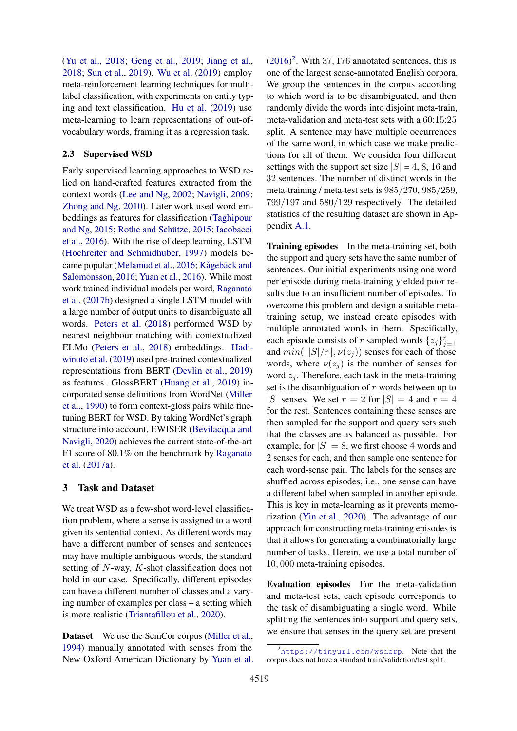(Yu et al., 2018; Geng et al., 2019; Jiang et al., 2018; Sun et al., 2019). Wu et al. (2019) employ meta-reinforcement learning techniques for multi-label classification, with experiments on entity typing and text classification. Hu et al. (2019) use meta-learning to learn representations of out-of-vocabulary words, framing it as a regression task.

### 2.3 Supervised WSD

Early supervised learning approaches to WSD relied on hand-crafted features extracted from the context words (Lee and Ng, 2002; Navigli, 2009; Zhong and Ng, 2010). Later work used word embeddings as features for classification (Taghipour and Ng, 2015; Rothe and Schütze, 2015; Iacobacci et al., 2016). With the rise of deep learning, LSTM (Hochreiter and Schmidhuber, 1997) models became popular (Melamud et al., 2016; Kågebäck and Salomonsson, 2016; Yuan et al., 2016). While most work trained individual models per word, Raganato et al. (2017b) designed a single LSTM model with a large number of output units to disambiguate all words. Peters et al. (2018) performed WSD by nearest neighbour matching with contextualized ELMo (Peters et al., 2018) embeddings. Hadiwinoto et al. (2019) used pre-trained contextualized representations from BERT (Devlin et al., 2019) as features. GlossBERT (Huang et al., 2019) incorporated sense definitions from WordNet (Miller et al., 1990) to form context-gloss pairs while fine-tuning BERT for WSD. By taking WordNet's graph structure into account, EWISER (Bevilacqua and Navigli, 2020) achieves the current state-of-the-art F1 score of 80.1% on the benchmark by Raganato et al. (2017a).

## 3 Task and Dataset

We treat WSD as a few-shot word-level classification problem, where a sense is assigned to a word given its sentential context. As different words may have a different number of senses and sentences may have multiple ambiguous words, the standard setting of $N$-way, $K$-shot classification does not hold in our case. Specifically, different episodes can have a different number of classes and a varying number of examples per class – a setting which is more realistic (Triantafillou et al., 2020).

**Dataset** We use the SemCor corpus (Miller et al., 1994) manually annotated with senses from the New Oxford American Dictionary by Yuan et al. (2016)[2]. With 37,176 annotated sentences, this is one of the largest sense-annotated English corpora. We group the sentences in the corpus according to which word is to be disambiguated, and then randomly divide the words into disjoint meta-train, meta-validation and meta-test sets with a 60:15:25 split. A sentence may have multiple occurrences of the same word, in which case we make predictions for all of them. We consider four different settings with the support set size $|S|$ = 4, 8, 16 and 32 sentences. The number of distinct words in the meta-training / meta-test sets is 985/270, 985/259, 799/197 and 580/129 respectively. The detailed statistics of the resulting dataset are shown in Appendix A.1.

**Training episodes** In the meta-training set, both the support and query sets have the same number of sentences. Our initial experiments using one word per episode during meta-training yielded poor results due to an insufficient number of episodes. To overcome this problem and design a suitable meta-training setup, we instead create episodes with multiple annotated words in them. Specifically, each episode consists of $r$ sampled words $\{z_j\}_{j=1}^{r}$ and $min(\lfloor |S|/r \rfloor, \nu(z_j))$ senses for each of those words, where $\nu(z_j)$ is the number of senses for word $z_j$. Therefore, each task in the meta-training set is the disambiguation of $r$ words between up to $|S|$ senses. We set $r = 2$ for $|S| = 4$ and $r = 4$ for the rest. Sentences containing these senses are then sampled for the support and query sets such that the classes are as balanced as possible. For example, for $|S| = 8$, we first choose 4 words and 2 senses for each, and then sample one sentence for each word-sense pair. The labels for the senses are shuffled across episodes, i.e., one sense can have a different label when sampled in another episode. This is key in meta-learning as it prevents memorization (Yin et al., 2020). The advantage of our approach for constructing meta-training episodes is that it allows for generating a combinatorially large number of tasks. Herein, we use a total number of 10,000 meta-training episodes.

**Evaluation episodes** For the meta-validation and meta-test sets, each episode corresponds to the task of disambiguating a single word. While splitting the sentences into support and query sets, we ensure that senses in the query set are present

[2] https://tinyurl.com/wsdcrp. Note that the corpus does not have a standard train/validation/test split.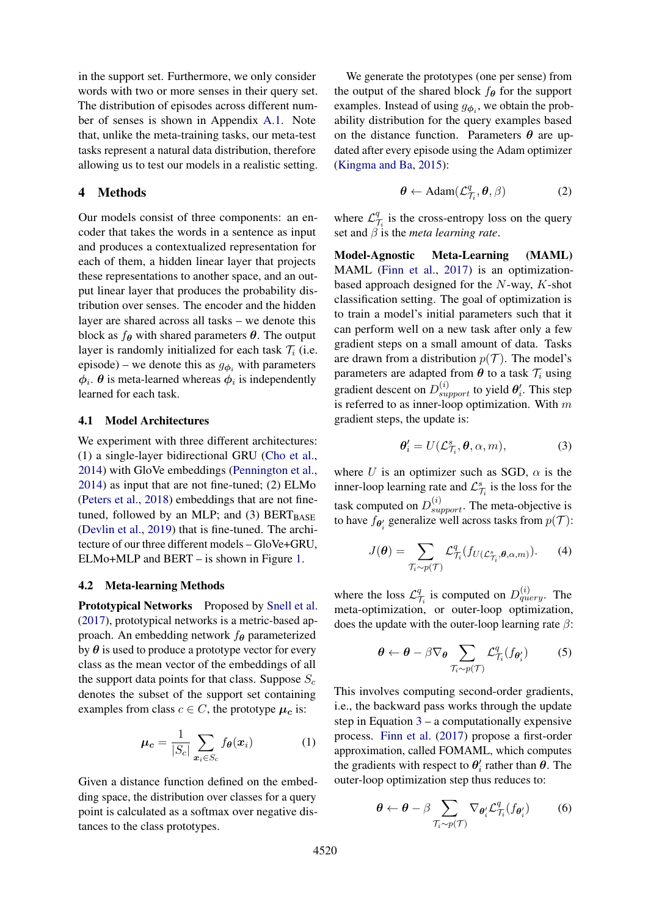in the support set. Furthermore, we only consider words with two or more senses in their query set. The distribution of episodes across different number of senses is shown in Appendix A.1. Note that, unlike the meta-training tasks, our meta-test tasks represent a natural data distribution, therefore allowing us to test our models in a realistic setting.

## 4 Methods

Our models consist of three components: an encoder that takes the words in a sentence as input and produces a contextualized representation for each of them, a hidden linear layer that projects these representations to another space, and an output linear layer that produces the probability distribution over senses. The encoder and the hidden layer are shared across all tasks – we denote this block as $f_{\boldsymbol{\theta}}$ with shared parameters $\boldsymbol{\theta}$. The output layer is randomly initialized for each task $\mathcal{T}_i$ (i.e. episode) – we denote this as $g_{\boldsymbol{\phi}_i}$ with parameters $\boldsymbol{\phi}_i$. $\boldsymbol{\theta}$ is meta-learned whereas $\boldsymbol{\phi}_i$ is independently learned for each task.

### 4.1 Model Architectures

We experiment with three different architectures: (1) a single-layer bidirectional GRU (Cho et al., 2014) with GloVe embeddings (Pennington et al., 2014) as input that are not fine-tuned; (2) ELMo (Peters et al., 2018) embeddings that are not fine-tuned, followed by an MLP; and (3) $\text{BERT}_{\text{BASE}}$ (Devlin et al., 2019) that is fine-tuned. The architecture of our three different models – GloVe+GRU, ELMo+MLP and BERT – is shown in Figure 1.

### 4.2 Meta-learning Methods

**Prototypical Networks** Proposed by Snell et al. (2017), prototypical networks is a metric-based approach. An embedding network $f_{\boldsymbol{\theta}}$ parameterized by $\boldsymbol{\theta}$ is used to produce a prototype vector for every class as the mean vector of the embeddings of all the support data points for that class. Suppose $S_c$ denotes the subset of the support set containing examples from class $c \in C$, the prototype $\boldsymbol{\mu_c}$ is:

$$\boldsymbol{\mu_c} = \frac{1}{|S_c|} \sum_{\boldsymbol{x}_i \in S_c} f_{\boldsymbol{\theta}}(\boldsymbol{x}_i) \tag{1}$$

Given a distance function defined on the embedding space, the distribution over classes for a query point is calculated as a softmax over negative distances to the class prototypes.

We generate the prototypes (one per sense) from the output of the shared block $f_{\boldsymbol{\theta}}$ for the support examples. Instead of using $g_{\boldsymbol{\phi}_i}$, we obtain the probability distribution for the query examples based on the distance function. Parameters $\boldsymbol{\theta}$ are updated after every episode using the Adam optimizer (Kingma and Ba, 2015):

$$\boldsymbol{\theta} \leftarrow \text{Adam}(\mathcal{L}^q_{\mathcal{T}_i}, \boldsymbol{\theta}, \beta) \tag{2}$$

where $\mathcal{L}^q_{\mathcal{T}_i}$ is the cross-entropy loss on the query set and $\beta$ is the *meta learning rate*.

**Model-Agnostic Meta-Learning (MAML)** MAML (Finn et al., 2017) is an optimization-based approach designed for the $N$-way, $K$-shot classification setting. The goal of optimization is to train a model's initial parameters such that it can perform well on a new task after only a few gradient steps on a small amount of data. Tasks are drawn from a distribution $p(\mathcal{T})$. The model's parameters are adapted from $\boldsymbol{\theta}$ to a task $\mathcal{T}_i$ using gradient descent on $D^{(i)}_{support}$ to yield $\boldsymbol{\theta}'_i$. This step is referred to as inner-loop optimization. With $m$ gradient steps, the update is:

$$\boldsymbol{\theta}'_i = U(\mathcal{L}^s_{\mathcal{T}_i}, \boldsymbol{\theta}, \alpha, m), \tag{3}$$

where $U$ is an optimizer such as SGD, $\alpha$ is the inner-loop learning rate and $\mathcal{L}^s_{\mathcal{T}_i}$ is the loss for the task computed on $D^{(i)}_{support}$. The meta-objective is to have $f_{\boldsymbol{\theta}'_i}$ generalize well across tasks from $p(\mathcal{T})$:

$$J(\boldsymbol{\theta}) = \sum_{\mathcal{T}_i \sim p(\mathcal{T})} \mathcal{L}^q_{\mathcal{T}_i}(f_{U(\mathcal{L}^s_{\mathcal{T}_i}, \boldsymbol{\theta}, \alpha, m)}). \tag{4}$$

where the loss $\mathcal{L}^q_{\mathcal{T}_i}$ is computed on $D^{(i)}_{query}$. The meta-optimization, or outer-loop optimization, does the update with the outer-loop learning rate $\beta$:

$$\boldsymbol{\theta} \leftarrow \boldsymbol{\theta} - \beta \nabla_{\boldsymbol{\theta}} \sum_{\mathcal{T}_i \sim p(\mathcal{T})} \mathcal{L}^q_{\mathcal{T}_i}(f_{\boldsymbol{\theta}'_i}) \tag{5}$$

This involves computing second-order gradients, i.e., the backward pass works through the update step in Equation 3 – a computationally expensive process. Finn et al. (2017) propose a first-order approximation, called FOMAML, which computes the gradients with respect to $\boldsymbol{\theta}'_i$ rather than $\boldsymbol{\theta}$. The outer-loop optimization step thus reduces to:

$$\boldsymbol{\theta} \leftarrow \boldsymbol{\theta} - \beta \sum_{\mathcal{T}_i \sim p(\mathcal{T})} \nabla_{\boldsymbol{\theta}'_i} \mathcal{L}^q_{\mathcal{T}_i}(f_{\boldsymbol{\theta}'_i}) \tag{6}$$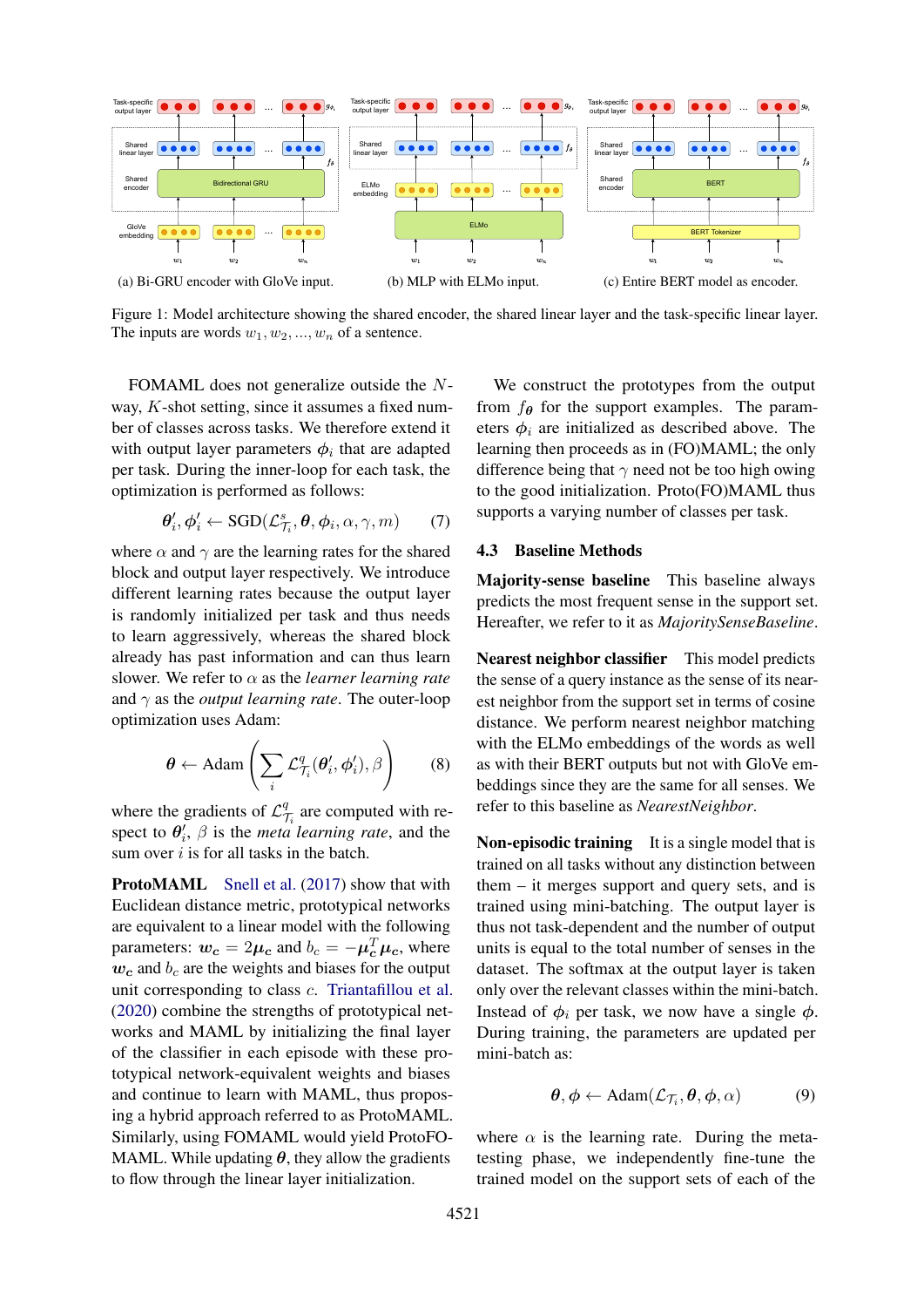(a) Bi-GRU encoder with GloVe input. (b) MLP with ELMo input. (c) Entire BERT model as encoder.

Figure 1: Model architecture showing the shared encoder, the shared linear layer and the task-specific linear layer. The inputs are words $w_1, w_2, ..., w_n$ of a sentence.

FOMAML does not generalize outside the $N$-way, $K$-shot setting, since it assumes a fixed number of classes across tasks. We therefore extend it with output layer parameters $\phi_i$ that are adapted per task. During the inner-loop for each task, the optimization is performed as follows:

$$\boldsymbol{\theta}_i', \boldsymbol{\phi}_i' \leftarrow \text{SGD}(\mathcal{L}^s_{\mathcal{T}_i}, \boldsymbol{\theta}, \boldsymbol{\phi}_i, \alpha, \gamma, m) \tag{7}$$

where $\alpha$ and $\gamma$ are the learning rates for the shared block and output layer respectively. We introduce different learning rates because the output layer is randomly initialized per task and thus needs to learn aggressively, whereas the shared block already has past information and can thus learn slower. We refer to $\alpha$ as the *learner learning rate* and $\gamma$ as the *output learning rate*. The outer-loop optimization uses Adam:

$$\boldsymbol{\theta} \leftarrow \text{Adam}\left(\sum_i \mathcal{L}^q_{\mathcal{T}_i}(\boldsymbol{\theta}_i', \boldsymbol{\phi}_i'), \beta\right) \tag{8}$$

where the gradients of $\mathcal{L}^q_{\mathcal{T}_i}$ are computed with respect to $\boldsymbol{\theta}_i'$, $\beta$ is the *meta learning rate*, and the sum over $i$ is for all tasks in the batch.

**ProtoMAML** Snell et al. (2017) show that with Euclidean distance metric, prototypical networks are equivalent to a linear model with the following parameters: $\boldsymbol{w_c} = 2\boldsymbol{\mu_c}$ and $b_c = -\boldsymbol{\mu_c}^T\boldsymbol{\mu_c}$, where $\boldsymbol{w_c}$ and $b_c$ are the weights and biases for the output unit corresponding to class $c$. Triantafillou et al. (2020) combine the strengths of prototypical networks and MAML by initializing the final layer of the classifier in each episode with these prototypical network-equivalent weights and biases and continue to learn with MAML, thus proposing a hybrid approach referred to as ProtoMAML. Similarly, using FOMAML would yield ProtoFOMAML. While updating $\boldsymbol{\theta}$, they allow the gradients to flow through the linear layer initialization.

We construct the prototypes from the output from $f_{\boldsymbol{\theta}}$ for the support examples. The parameters $\phi_i$ are initialized as described above. The learning then proceeds as in (FO)MAML; the only difference being that $\gamma$ need not be too high owing to the good initialization. Proto(FO)MAML thus supports a varying number of classes per task.

### 4.3 Baseline Methods

**Majority-sense baseline** This baseline always predicts the most frequent sense in the support set. Hereafter, we refer to it as *MajoritySenseBaseline*.

**Nearest neighbor classifier** This model predicts the sense of a query instance as the sense of its nearest neighbor from the support set in terms of cosine distance. We perform nearest neighbor matching with the ELMo embeddings of the words as well as with their BERT outputs but not with GloVe embeddings since they are the same for all senses. We refer to this baseline as *NearestNeighbor*.

**Non-episodic training** It is a single model that is trained on all tasks without any distinction between them – it merges support and query sets, and is trained using mini-batching. The output layer is thus not task-dependent and the number of output units is equal to the total number of senses in the dataset. The softmax at the output layer is taken only over the relevant classes within the mini-batch. Instead of $\phi_i$ per task, we now have a single $\phi$. During training, the parameters are updated per mini-batch as:

$$\boldsymbol{\theta}, \boldsymbol{\phi} \leftarrow \text{Adam}(\mathcal{L}_{\mathcal{T}_i}, \boldsymbol{\theta}, \boldsymbol{\phi}, \alpha) \tag{9}$$

where $\alpha$ is the learning rate. During the meta-testing phase, we independently fine-tune the trained model on the support sets of each of the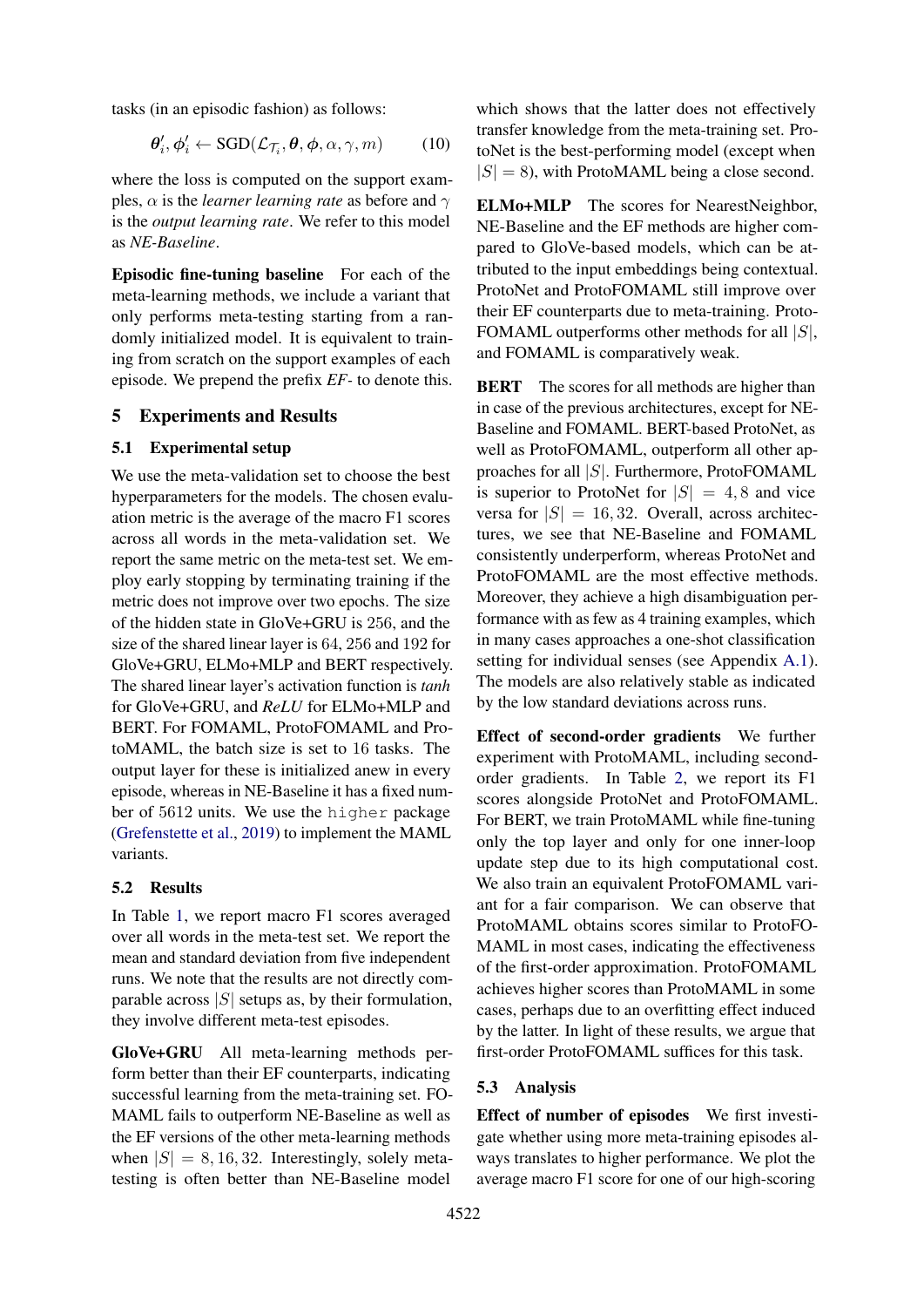tasks (in an episodic fashion) as follows:

$$\boldsymbol{\theta}'_i, \boldsymbol{\phi}'_i \leftarrow \text{SGD}(\mathcal{L}_{\mathcal{T}_i}, \boldsymbol{\theta}, \boldsymbol{\phi}, \alpha, \gamma, m) \tag{10}$$

where the loss is computed on the support examples, $\alpha$ is the *learner learning rate* as before and $\gamma$ is the *output learning rate*. We refer to this model as *NE-Baseline*.

**Episodic fine-tuning baseline** For each of the meta-learning methods, we include a variant that only performs meta-testing starting from a randomly initialized model. It is equivalent to training from scratch on the support examples of each episode. We prepend the prefix *EF-* to denote this.

## 5 Experiments and Results

### 5.1 Experimental setup

We use the meta-validation set to choose the best hyperparameters for the models. The chosen evaluation metric is the average of the macro F1 scores across all words in the meta-validation set. We report the same metric on the meta-test set. We employ early stopping by terminating training if the metric does not improve over two epochs. The size of the hidden state in GloVe+GRU is 256, and the size of the shared linear layer is 64, 256 and 192 for GloVe+GRU, ELMo+MLP and BERT respectively. The shared linear layer's activation function is *tanh* for GloVe+GRU, and *ReLU* for ELMo+MLP and BERT. For FOMAML, ProtoFOMAML and ProtoMAML, the batch size is set to 16 tasks. The output layer for these is initialized anew in every episode, whereas in NE-Baseline it has a fixed number of 5612 units. We use the `higher` package (Grefenstette et al., 2019) to implement the MAML variants.

### 5.2 Results

In Table 1, we report macro F1 scores averaged over all words in the meta-test set. We report the mean and standard deviation from five independent runs. We note that the results are not directly comparable across $|S|$ setups as, by their formulation, they involve different meta-test episodes.

**GloVe+GRU** All meta-learning methods perform better than their EF counterparts, indicating successful learning from the meta-training set. FOMAML fails to outperform NE-Baseline as well as the EF versions of the other meta-learning methods when $|S| = 8, 16, 32$. Interestingly, solely meta-testing is often better than NE-Baseline model which shows that the latter does not effectively transfer knowledge from the meta-training set. ProtoNet is the best-performing model (except when $|S| = 8$), with ProtoMAML being a close second.

**ELMo+MLP** The scores for NearestNeighbor, NE-Baseline and the EF methods are higher compared to GloVe-based models, which can be attributed to the input embeddings being contextual. ProtoNet and ProtoFOMAML still improve over their EF counterparts due to meta-training. ProtoFOMAML outperforms other methods for all $|S|$, and FOMAML is comparatively weak.

**BERT** The scores for all methods are higher than in case of the previous architectures, except for NE-Baseline and FOMAML. BERT-based ProtoNet, as well as ProtoFOMAML, outperform all other approaches for all $|S|$. Furthermore, ProtoFOMAML is superior to ProtoNet for $|S| = 4, 8$ and vice versa for $|S| = 16, 32$. Overall, across architectures, we see that NE-Baseline and FOMAML consistently underperform, whereas ProtoNet and ProtoFOMAML are the most effective methods. Moreover, they achieve a high disambiguation performance with as few as 4 training examples, which in many cases approaches a one-shot classification setting for individual senses (see Appendix A.1). The models are also relatively stable as indicated by the low standard deviations across runs.

**Effect of second-order gradients** We further experiment with ProtoMAML, including second-order gradients. In Table 2, we report its F1 scores alongside ProtoNet and ProtoFOMAML. For BERT, we train ProtoMAML while fine-tuning only the top layer and only for one inner-loop update step due to its high computational cost. We also train an equivalent ProtoFOMAML variant for a fair comparison. We can observe that ProtoMAML obtains scores similar to ProtoFOMAML in most cases, indicating the effectiveness of the first-order approximation. ProtoFOMAML achieves higher scores than ProtoMAML in some cases, perhaps due to an overfitting effect induced by the latter. In light of these results, we argue that first-order ProtoFOMAML suffices for this task.

### 5.3 Analysis

**Effect of number of episodes** We first investigate whether using more meta-training episodes always translates to higher performance. We plot the average macro F1 score for one of our high-scoring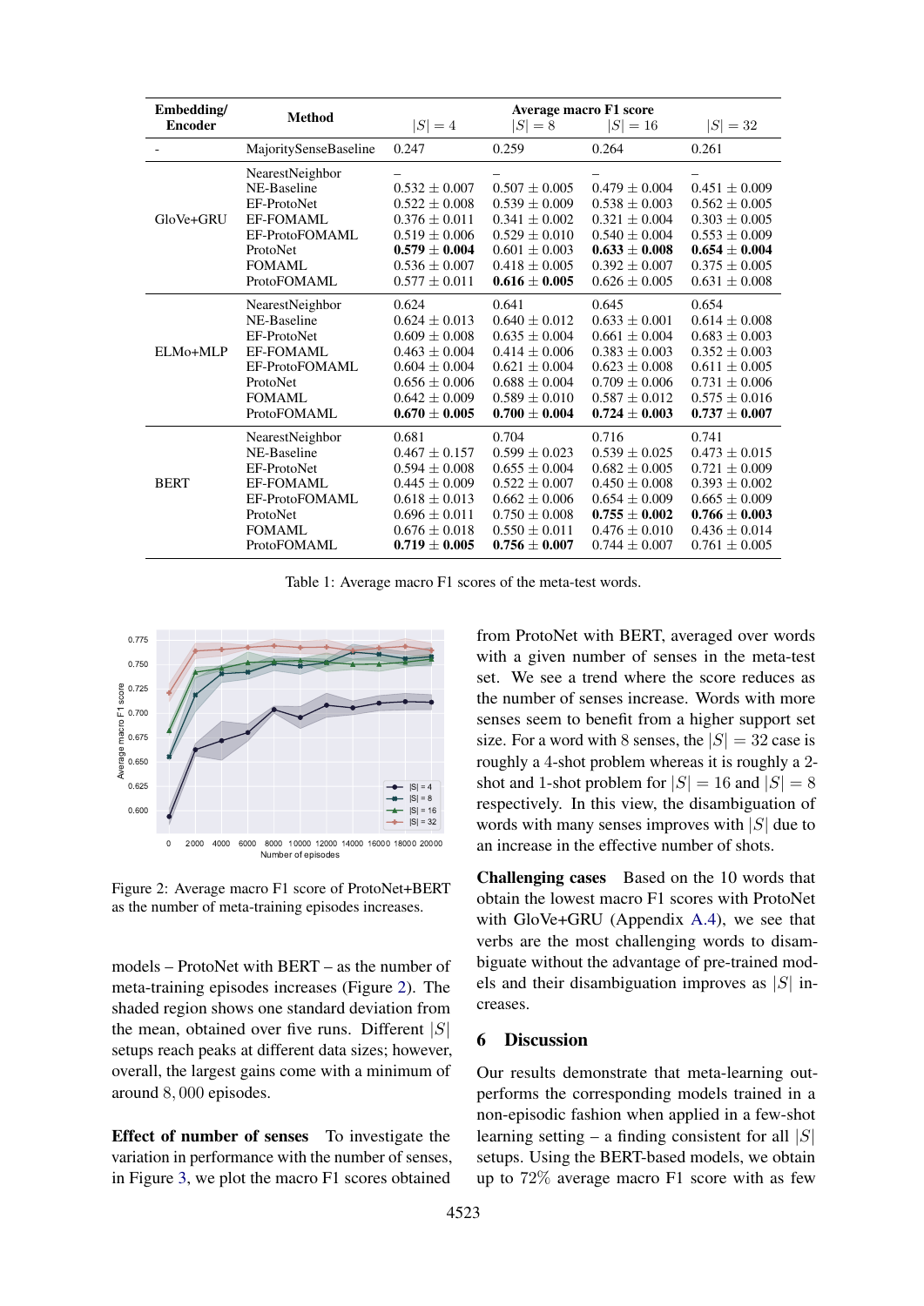| Embedding/ Encoder | Method | Average macro F1 score | | | |
|---|---|---|---|---|---|
| | | $\|S\| = 4$ | $\|S\| = 8$ | $\|S\| = 16$ | $\|S\| = 32$ |
| - | MajoritySenseBaseline | 0.247 | 0.259 | 0.264 | 0.261 |
| GloVe+GRU | NearestNeighbor | – | – | – | – |
| | NE-Baseline | $0.532 \pm 0.007$ | $0.507 \pm 0.005$ | $0.479 \pm 0.004$ | $0.451 \pm 0.009$ |
| | EF-ProtoNet | $0.522 \pm 0.008$ | $0.539 \pm 0.009$ | $0.538 \pm 0.003$ | $0.562 \pm 0.005$ |
| | EF-FOMAML | $0.376 \pm 0.011$ | $0.341 \pm 0.002$ | $0.321 \pm 0.004$ | $0.303 \pm 0.005$ |
| | EF-ProtoFOMAML | $0.519 \pm 0.006$ | $0.529 \pm 0.010$ | $0.540 \pm 0.004$ | $0.553 \pm 0.009$ |
| | ProtoNet | $\mathbf{0.579 \pm 0.004}$ | $0.601 \pm 0.003$ | $\mathbf{0.633 \pm 0.008}$ | $\mathbf{0.654 \pm 0.004}$ |
| | FOMAML | $0.536 \pm 0.007$ | $0.418 \pm 0.005$ | $0.392 \pm 0.007$ | $0.375 \pm 0.005$ |
| | ProtoFOMAML | $0.577 \pm 0.011$ | $\mathbf{0.616 \pm 0.005}$ | $0.626 \pm 0.005$ | $0.631 \pm 0.008$ |
| ELMo+MLP | NearestNeighbor | 0.624 | 0.641 | 0.645 | 0.654 |
| | NE-Baseline | $0.624 \pm 0.013$ | $0.640 \pm 0.012$ | $0.633 \pm 0.001$ | $0.614 \pm 0.008$ |
| | EF-ProtoNet | $0.609 \pm 0.008$ | $0.635 \pm 0.004$ | $0.661 \pm 0.004$ | $0.683 \pm 0.003$ |
| | EF-FOMAML | $0.463 \pm 0.004$ | $0.414 \pm 0.006$ | $0.383 \pm 0.003$ | $0.352 \pm 0.003$ |
| | EF-ProtoFOMAML | $0.604 \pm 0.004$ | $0.621 \pm 0.004$ | $0.623 \pm 0.008$ | $0.611 \pm 0.005$ |
| | ProtoNet | $0.656 \pm 0.006$ | $0.688 \pm 0.004$ | $0.709 \pm 0.006$ | $0.731 \pm 0.006$ |
| | FOMAML | $0.642 \pm 0.009$ | $0.589 \pm 0.010$ | $0.587 \pm 0.012$ | $0.575 \pm 0.016$ |
| | ProtoFOMAML | $\mathbf{0.670 \pm 0.005}$ | $\mathbf{0.700 \pm 0.004}$ | $\mathbf{0.724 \pm 0.003}$ | $\mathbf{0.737 \pm 0.007}$ |
| BERT | NearestNeighbor | 0.681 | 0.704 | 0.716 | 0.741 |
| | NE-Baseline | $0.467 \pm 0.157$ | $0.599 \pm 0.023$ | $0.539 \pm 0.025$ | $0.473 \pm 0.015$ |
| | EF-ProtoNet | $0.594 \pm 0.008$ | $0.655 \pm 0.004$ | $0.682 \pm 0.005$ | $0.721 \pm 0.009$ |
| | EF-FOMAML | $0.445 \pm 0.009$ | $0.522 \pm 0.007$ | $0.450 \pm 0.008$ | $0.393 \pm 0.002$ |
| | EF-ProtoFOMAML | $0.618 \pm 0.013$ | $0.662 \pm 0.006$ | $0.654 \pm 0.009$ | $0.665 \pm 0.009$ |
| | ProtoNet | $0.696 \pm 0.011$ | $0.750 \pm 0.008$ | $\mathbf{0.755 \pm 0.002}$ | $\mathbf{0.766 \pm 0.003}$ |
| | FOMAML | $0.676 \pm 0.018$ | $0.550 \pm 0.011$ | $0.476 \pm 0.010$ | $0.436 \pm 0.014$ |
| | ProtoFOMAML | $\mathbf{0.719 \pm 0.005}$ | $\mathbf{0.756 \pm 0.007}$ | $0.744 \pm 0.007$ | $0.761 \pm 0.005$ |

Table 1: Average macro F1 scores of the meta-test words.

Figure 2: Average macro F1 score of ProtoNet+BERT as the number of meta-training episodes increases.

models – ProtoNet with BERT – as the number of meta-training episodes increases (Figure 2). The shaded region shows one standard deviation from the mean, obtained over five runs. Different $|S|$ setups reach peaks at different data sizes; however, overall, the largest gains come with a minimum of around $8,000$ episodes.

**Effect of number of senses** To investigate the variation in performance with the number of senses, in Figure 3, we plot the macro F1 scores obtained from ProtoNet with BERT, averaged over words with a given number of senses in the meta-test set. We see a trend where the score reduces as the number of senses increase. Words with more senses seem to benefit from a higher support set size. For a word with 8 senses, the $|S| = 32$ case is roughly a 4-shot problem whereas it is roughly a 2-shot and 1-shot problem for $|S| = 16$ and $|S| = 8$ respectively. In this view, the disambiguation of words with many senses improves with $|S|$ due to an increase in the effective number of shots.

**Challenging cases** Based on the 10 words that obtain the lowest macro F1 scores with ProtoNet with GloVe+GRU (Appendix A.4), we see that verbs are the most challenging words to disambiguate without the advantage of pre-trained models and their disambiguation improves as $|S|$ increases.

## 6 Discussion

Our results demonstrate that meta-learning outperforms the corresponding models trained in a non-episodic fashion when applied in a few-shot learning setting – a finding consistent for all $|S|$ setups. Using the BERT-based models, we obtain up to 72% average macro F1 score with as few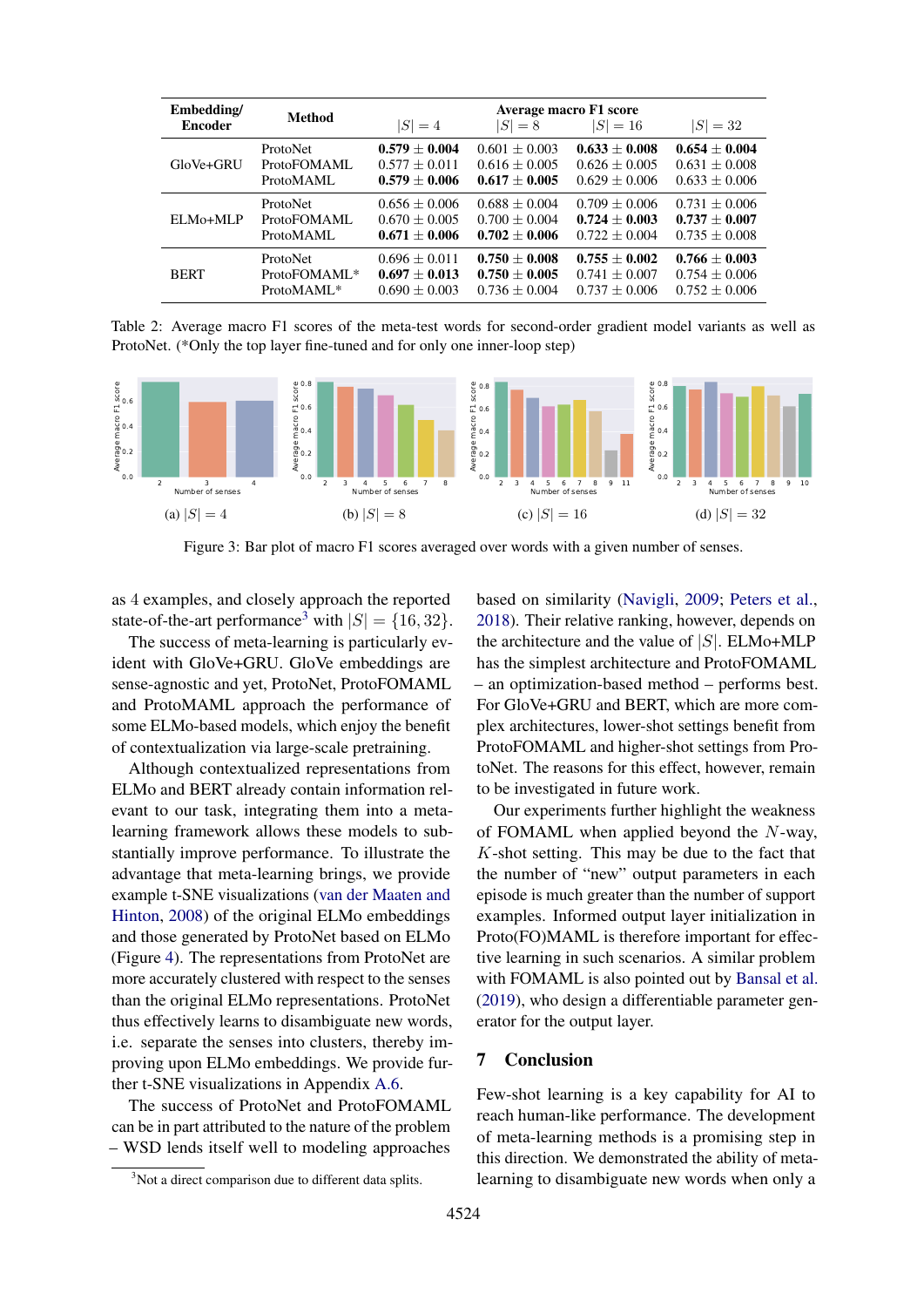| Embedding/ Encoder | Method | Average macro F1 score $\|S\| = 4$ | $\|S\| = 8$ | $\|S\| = 16$ | $\|S\| = 32$ |
|---|---|---|---|---|---|
| GloVe+GRU | ProtoNet | **0.579 ± 0.004** | 0.601 ± 0.003 | **0.633 ± 0.008** | **0.654 ± 0.004** |
| | ProtoFOMAML | 0.577 ± 0.011 | 0.616 ± 0.005 | 0.626 ± 0.005 | 0.631 ± 0.008 |
| | ProtoMAML | **0.579 ± 0.006** | **0.617 ± 0.005** | 0.629 ± 0.006 | 0.633 ± 0.006 |
| ELMo+MLP | ProtoNet | 0.656 ± 0.006 | 0.688 ± 0.004 | 0.709 ± 0.006 | 0.731 ± 0.006 |
| | ProtoFOMAML | 0.670 ± 0.005 | 0.700 ± 0.004 | **0.724 ± 0.003** | **0.737 ± 0.007** |
| | ProtoMAML | **0.671 ± 0.006** | **0.702 ± 0.006** | 0.722 ± 0.004 | 0.735 ± 0.008 |
| BERT | ProtoNet | 0.696 ± 0.011 | **0.750 ± 0.008** | **0.755 ± 0.002** | **0.766 ± 0.003** |
| | ProtoFOMAML* | **0.697 ± 0.013** | **0.750 ± 0.005** | 0.741 ± 0.007 | 0.754 ± 0.006 |
| | ProtoMAML* | 0.690 ± 0.003 | 0.736 ± 0.004 | 0.737 ± 0.006 | 0.752 ± 0.006 |

Table 2: Average macro F1 scores of the meta-test words for second-order gradient model variants as well as ProtoNet. (*Only the top layer fine-tuned and for only one inner-loop step)

(a) $|S| = 4$ (b) $|S| = 8$ (c) $|S| = 16$ (d) $|S| = 32$

Figure 3: Bar plot of macro F1 scores averaged over words with a given number of senses.

as 4 examples, and closely approach the reported state-of-the-art performance[3] with $|S| = \{16, 32\}$.

The success of meta-learning is particularly evident with GloVe+GRU. GloVe embeddings are sense-agnostic and yet, ProtoNet, ProtoFOMAML and ProtoMAML approach the performance of some ELMo-based models, which enjoy the benefit of contextualization via large-scale pretraining.

Although contextualized representations from ELMo and BERT already contain information relevant to our task, integrating them into a meta-learning framework allows these models to substantially improve performance. To illustrate the advantage that meta-learning brings, we provide example t-SNE visualizations (van der Maaten and Hinton, 2008) of the original ELMo embeddings and those generated by ProtoNet based on ELMo (Figure 4). The representations from ProtoNet are more accurately clustered with respect to the senses than the original ELMo representations. ProtoNet thus effectively learns to disambiguate new words, i.e. separate the senses into clusters, thereby improving upon ELMo embeddings. We provide further t-SNE visualizations in Appendix A.6.

The success of ProtoNet and ProtoFOMAML can be in part attributed to the nature of the problem – WSD lends itself well to modeling approaches based on similarity (Navigli, 2009; Peters et al., 2018). Their relative ranking, however, depends on the architecture and the value of $|S|$. ELMo+MLP has the simplest architecture and ProtoFOMAML – an optimization-based method – performs best. For GloVe+GRU and BERT, which are more complex architectures, lower-shot settings benefit from ProtoFOMAML and higher-shot settings from ProtoNet. The reasons for this effect, however, remain to be investigated in future work.

Our experiments further highlight the weakness of FOMAML when applied beyond the $N$-way, $K$-shot setting. This may be due to the fact that the number of "new" output parameters in each episode is much greater than the number of support examples. Informed output layer initialization in Proto(FO)MAML is therefore important for effective learning in such scenarios. A similar problem with FOMAML is also pointed out by Bansal et al. (2019), who design a differentiable parameter generator for the output layer.

## 7 Conclusion

Few-shot learning is a key capability for AI to reach human-like performance. The development of meta-learning methods is a promising step in this direction. We demonstrated the ability of meta-learning to disambiguate new words when only a

[3]Not a direct comparison due to different data splits.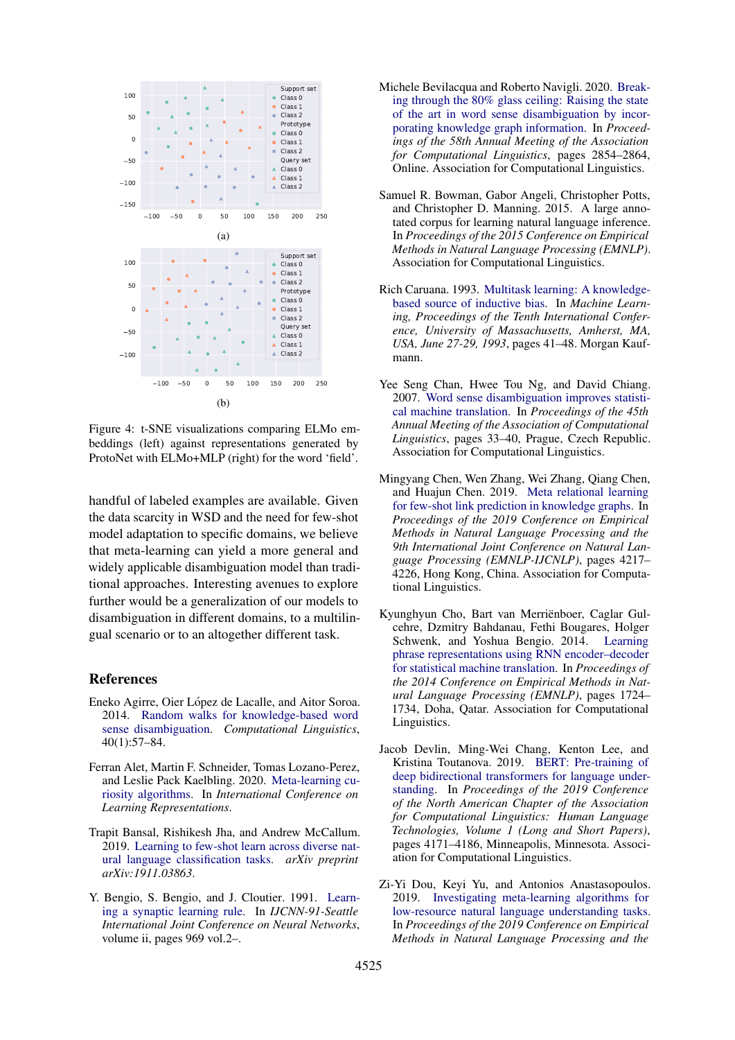(a)

(b)

Figure 4: t-SNE visualizations comparing ELMo embeddings (left) against representations generated by ProtoNet with ELMo+MLP (right) for the word 'field'.

handful of labeled examples are available. Given the data scarcity in WSD and the need for few-shot model adaptation to specific domains, we believe that meta-learning can yield a more general and widely applicable disambiguation model than traditional approaches. Interesting avenues to explore further would be a generalization of our models to disambiguation in different domains, to a multilingual scenario or to an altogether different task.

## References

Eneko Agirre, Oier López de Lacalle, and Aitor Soroa. 2014. Random walks for knowledge-based word sense disambiguation. *Computational Linguistics*, 40(1):57–84.

Ferran Alet, Martin F. Schneider, Tomas Lozano-Perez, and Leslie Pack Kaelbling. 2020. Meta-learning curiosity algorithms. In *International Conference on Learning Representations*.

Trapit Bansal, Rishikesh Jha, and Andrew McCallum. 2019. Learning to few-shot learn across diverse natural language classification tasks. *arXiv preprint arXiv:1911.03863*.

Y. Bengio, S. Bengio, and J. Cloutier. 1991. Learning a synaptic learning rule. In *IJCNN-91-Seattle International Joint Conference on Neural Networks*, volume ii, pages 969 vol.2–.

Michele Bevilacqua and Roberto Navigli. 2020. Breaking through the 80% glass ceiling: Raising the state of the art in word sense disambiguation by incorporating knowledge graph information. In *Proceedings of the 58th Annual Meeting of the Association for Computational Linguistics*, pages 2854–2864, Online. Association for Computational Linguistics.

Samuel R. Bowman, Gabor Angeli, Christopher Potts, and Christopher D. Manning. 2015. A large annotated corpus for learning natural language inference. In *Proceedings of the 2015 Conference on Empirical Methods in Natural Language Processing (EMNLP)*. Association for Computational Linguistics.

Rich Caruana. 1993. Multitask learning: A knowledge-based source of inductive bias. In *Machine Learning, Proceedings of the Tenth International Conference, University of Massachusetts, Amherst, MA, USA, June 27-29, 1993*, pages 41–48. Morgan Kaufmann.

Yee Seng Chan, Hwee Tou Ng, and David Chiang. 2007. Word sense disambiguation improves statistical machine translation. In *Proceedings of the 45th Annual Meeting of the Association of Computational Linguistics*, pages 33–40, Prague, Czech Republic. Association for Computational Linguistics.

Mingyang Chen, Wen Zhang, Wei Zhang, Qiang Chen, and Huajun Chen. 2019. Meta relational learning for few-shot link prediction in knowledge graphs. In *Proceedings of the 2019 Conference on Empirical Methods in Natural Language Processing and the 9th International Joint Conference on Natural Language Processing (EMNLP-IJCNLP)*, pages 4217–4226, Hong Kong, China. Association for Computational Linguistics.

Kyunghyun Cho, Bart van Merriënboer, Caglar Gulcehre, Dzmitry Bahdanau, Fethi Bougares, Holger Schwenk, and Yoshua Bengio. 2014. Learning phrase representations using RNN encoder–decoder for statistical machine translation. In *Proceedings of the 2014 Conference on Empirical Methods in Natural Language Processing (EMNLP)*, pages 1724–1734, Doha, Qatar. Association for Computational Linguistics.

Jacob Devlin, Ming-Wei Chang, Kenton Lee, and Kristina Toutanova. 2019. BERT: Pre-training of deep bidirectional transformers for language understanding. In *Proceedings of the 2019 Conference of the North American Chapter of the Association for Computational Linguistics: Human Language Technologies, Volume 1 (Long and Short Papers)*, pages 4171–4186, Minneapolis, Minnesota. Association for Computational Linguistics.

Zi-Yi Dou, Keyi Yu, and Antonios Anastasopoulos. 2019. Investigating meta-learning algorithms for low-resource natural language understanding tasks. In *Proceedings of the 2019 Conference on Empirical Methods in Natural Language Processing and the*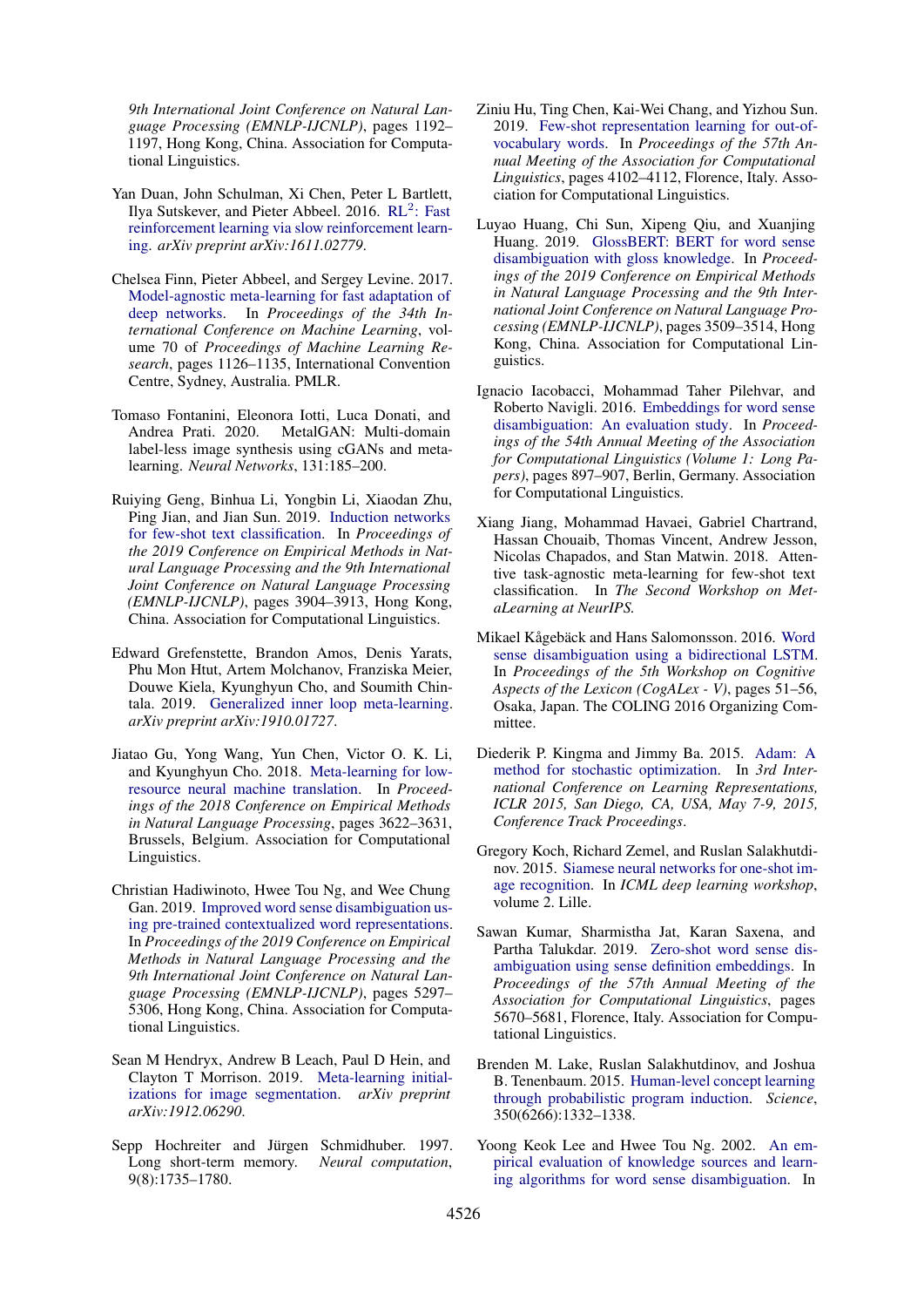9th International Joint Conference on Natural Language Processing (EMNLP-IJCNLP)*, pages 1192–1197, Hong Kong, China. Association for Computational Linguistics.

Yan Duan, John Schulman, Xi Chen, Peter L Bartlett, Ilya Sutskever, and Pieter Abbeel. 2016. RL$^2$: Fast reinforcement learning via slow reinforcement learning. *arXiv preprint arXiv:1611.02779*.

Chelsea Finn, Pieter Abbeel, and Sergey Levine. 2017. Model-agnostic meta-learning for fast adaptation of deep networks. In *Proceedings of the 34th International Conference on Machine Learning*, volume 70 of *Proceedings of Machine Learning Research*, pages 1126–1135, International Convention Centre, Sydney, Australia. PMLR.

Tomaso Fontanini, Eleonora Iotti, Luca Donati, and Andrea Prati. 2020. MetalGAN: Multi-domain label-less image synthesis using cGANs and meta-learning. *Neural Networks*, 131:185–200.

Ruiying Geng, Binhua Li, Yongbin Li, Xiaodan Zhu, Ping Jian, and Jian Sun. 2019. Induction networks for few-shot text classification. In *Proceedings of the 2019 Conference on Empirical Methods in Natural Language Processing and the 9th International Joint Conference on Natural Language Processing (EMNLP-IJCNLP)*, pages 3904–3913, Hong Kong, China. Association for Computational Linguistics.

Edward Grefenstette, Brandon Amos, Denis Yarats, Phu Mon Htut, Artem Molchanov, Franziska Meier, Douwe Kiela, Kyunghyun Cho, and Soumith Chintala. 2019. Generalized inner loop meta-learning. *arXiv preprint arXiv:1910.01727*.

Jiatao Gu, Yong Wang, Yun Chen, Victor O. K. Li, and Kyunghyun Cho. 2018. Meta-learning for low-resource neural machine translation. In *Proceedings of the 2018 Conference on Empirical Methods in Natural Language Processing*, pages 3622–3631, Brussels, Belgium. Association for Computational Linguistics.

Christian Hadiwinoto, Hwee Tou Ng, and Wee Chung Gan. 2019. Improved word sense disambiguation using pre-trained contextualized word representations. In *Proceedings of the 2019 Conference on Empirical Methods in Natural Language Processing and the 9th International Joint Conference on Natural Language Processing (EMNLP-IJCNLP)*, pages 5297–5306, Hong Kong, China. Association for Computational Linguistics.

Sean M Hendryx, Andrew B Leach, Paul D Hein, and Clayton T Morrison. 2019. Meta-learning initializations for image segmentation. *arXiv preprint arXiv:1912.06290*.

Sepp Hochreiter and Jürgen Schmidhuber. 1997. Long short-term memory. *Neural computation*, 9(8):1735–1780.

Ziniu Hu, Ting Chen, Kai-Wei Chang, and Yizhou Sun. 2019. Few-shot representation learning for out-of-vocabulary words. In *Proceedings of the 57th Annual Meeting of the Association for Computational Linguistics*, pages 4102–4112, Florence, Italy. Association for Computational Linguistics.

Luyao Huang, Chi Sun, Xipeng Qiu, and Xuanjing Huang. 2019. GlossBERT: BERT for word sense disambiguation with gloss knowledge. In *Proceedings of the 2019 Conference on Empirical Methods in Natural Language Processing and the 9th International Joint Conference on Natural Language Processing (EMNLP-IJCNLP)*, pages 3509–3514, Hong Kong, China. Association for Computational Linguistics.

Ignacio Iacobacci, Mohammad Taher Pilehvar, and Roberto Navigli. 2016. Embeddings for word sense disambiguation: An evaluation study. In *Proceedings of the 54th Annual Meeting of the Association for Computational Linguistics (Volume 1: Long Papers)*, pages 897–907, Berlin, Germany. Association for Computational Linguistics.

Xiang Jiang, Mohammad Havaei, Gabriel Chartrand, Hassan Chouaib, Thomas Vincent, Andrew Jesson, Nicolas Chapados, and Stan Matwin. 2018. Attentive task-agnostic meta-learning for few-shot text classification. In *The Second Workshop on MetaLearning at NeurIPS*.

Mikael Kågebäck and Hans Salomonsson. 2016. Word sense disambiguation using a bidirectional LSTM. In *Proceedings of the 5th Workshop on Cognitive Aspects of the Lexicon (CogALex - V)*, pages 51–56, Osaka, Japan. The COLING 2016 Organizing Committee.

Diederik P. Kingma and Jimmy Ba. 2015. Adam: A method for stochastic optimization. In *3rd International Conference on Learning Representations, ICLR 2015, San Diego, CA, USA, May 7-9, 2015, Conference Track Proceedings*.

Gregory Koch, Richard Zemel, and Ruslan Salakhutdinov. 2015. Siamese neural networks for one-shot image recognition. In *ICML deep learning workshop*, volume 2. Lille.

Sawan Kumar, Sharmistha Jat, Karan Saxena, and Partha Talukdar. 2019. Zero-shot word sense disambiguation using sense definition embeddings. In *Proceedings of the 57th Annual Meeting of the Association for Computational Linguistics*, pages 5670–5681, Florence, Italy. Association for Computational Linguistics.

Brenden M. Lake, Ruslan Salakhutdinov, and Joshua B. Tenenbaum. 2015. Human-level concept learning through probabilistic program induction. *Science*, 350(6266):1332–1338.

Yoong Keok Lee and Hwee Tou Ng. 2002. An empirical evaluation of knowledge sources and learning algorithms for word sense disambiguation. In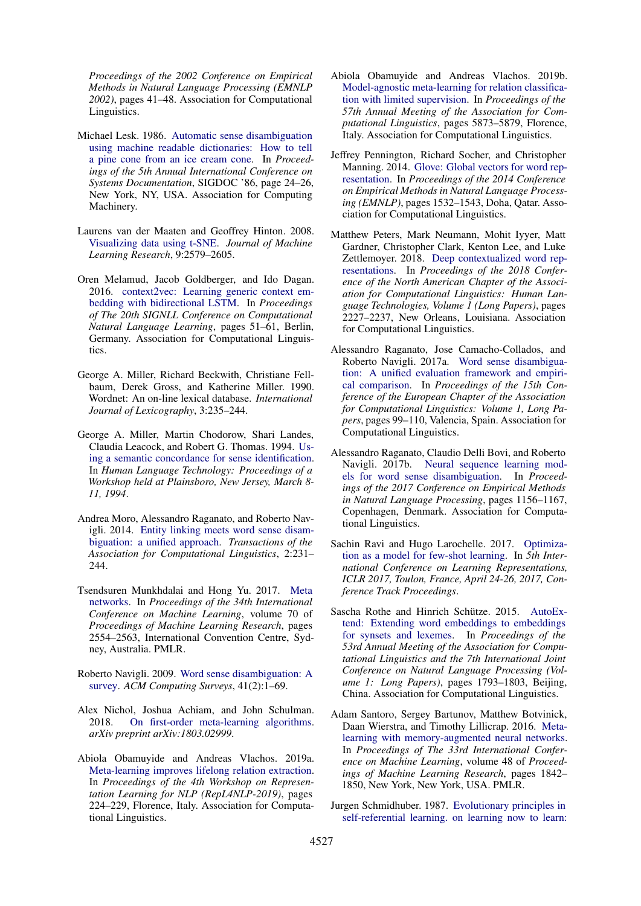*Proceedings of the 2002 Conference on Empirical Methods in Natural Language Processing (EMNLP 2002)*, pages 41–48. Association for Computational Linguistics.

Michael Lesk. 1986. Automatic sense disambiguation using machine readable dictionaries: How to tell a pine cone from an ice cream cone. In *Proceedings of the 5th Annual International Conference on Systems Documentation*, SIGDOC '86, page 24–26, New York, NY, USA. Association for Computing Machinery.

Laurens van der Maaten and Geoffrey Hinton. 2008. Visualizing data using t-SNE. *Journal of Machine Learning Research*, 9:2579–2605.

Oren Melamud, Jacob Goldberger, and Ido Dagan. 2016. context2vec: Learning generic context embedding with bidirectional LSTM. In *Proceedings of The 20th SIGNLL Conference on Computational Natural Language Learning*, pages 51–61, Berlin, Germany. Association for Computational Linguistics.

George A. Miller, Richard Beckwith, Christiane Fellbaum, Derek Gross, and Katherine Miller. 1990. Wordnet: An on-line lexical database. *International Journal of Lexicography*, 3:235–244.

George A. Miller, Martin Chodorow, Shari Landes, Claudia Leacock, and Robert G. Thomas. 1994. Using a semantic concordance for sense identification. In *Human Language Technology: Proceedings of a Workshop held at Plainsboro, New Jersey, March 8-11, 1994*.

Andrea Moro, Alessandro Raganato, and Roberto Navigli. 2014. Entity linking meets word sense disambiguation: a unified approach. *Transactions of the Association for Computational Linguistics*, 2:231–244.

Tsendsuren Munkhdalai and Hong Yu. 2017. Meta networks. In *Proceedings of the 34th International Conference on Machine Learning*, volume 70 of *Proceedings of Machine Learning Research*, pages 2554–2563, International Convention Centre, Sydney, Australia. PMLR.

Roberto Navigli. 2009. Word sense disambiguation: A survey. *ACM Computing Surveys*, 41(2):1–69.

Alex Nichol, Joshua Achiam, and John Schulman. 2018. On first-order meta-learning algorithms. *arXiv preprint arXiv:1803.02999*.

Abiola Obamuyide and Andreas Vlachos. 2019a. Meta-learning improves lifelong relation extraction. In *Proceedings of the 4th Workshop on Representation Learning for NLP (RepL4NLP-2019)*, pages 224–229, Florence, Italy. Association for Computational Linguistics.

Abiola Obamuyide and Andreas Vlachos. 2019b. Model-agnostic meta-learning for relation classification with limited supervision. In *Proceedings of the 57th Annual Meeting of the Association for Computational Linguistics*, pages 5873–5879, Florence, Italy. Association for Computational Linguistics.

Jeffrey Pennington, Richard Socher, and Christopher Manning. 2014. Glove: Global vectors for word representation. In *Proceedings of the 2014 Conference on Empirical Methods in Natural Language Processing (EMNLP)*, pages 1532–1543, Doha, Qatar. Association for Computational Linguistics.

Matthew Peters, Mark Neumann, Mohit Iyyer, Matt Gardner, Christopher Clark, Kenton Lee, and Luke Zettlemoyer. 2018. Deep contextualized word representations. In *Proceedings of the 2018 Conference of the North American Chapter of the Association for Computational Linguistics: Human Language Technologies, Volume 1 (Long Papers)*, pages 2227–2237, New Orleans, Louisiana. Association for Computational Linguistics.

Alessandro Raganato, Jose Camacho-Collados, and Roberto Navigli. 2017a. Word sense disambiguation: A unified evaluation framework and empirical comparison. In *Proceedings of the 15th Conference of the European Chapter of the Association for Computational Linguistics: Volume 1, Long Papers*, pages 99–110, Valencia, Spain. Association for Computational Linguistics.

Alessandro Raganato, Claudio Delli Bovi, and Roberto Navigli. 2017b. Neural sequence learning models for word sense disambiguation. In *Proceedings of the 2017 Conference on Empirical Methods in Natural Language Processing*, pages 1156–1167, Copenhagen, Denmark. Association for Computational Linguistics.

Sachin Ravi and Hugo Larochelle. 2017. Optimization as a model for few-shot learning. In *5th International Conference on Learning Representations, ICLR 2017, Toulon, France, April 24-26, 2017, Conference Track Proceedings*.

Sascha Rothe and Hinrich Schütze. 2015. AutoExtend: Extending word embeddings to embeddings for synsets and lexemes. In *Proceedings of the 53rd Annual Meeting of the Association for Computational Linguistics and the 7th International Joint Conference on Natural Language Processing (Volume 1: Long Papers)*, pages 1793–1803, Beijing, China. Association for Computational Linguistics.

Adam Santoro, Sergey Bartunov, Matthew Botvinick, Daan Wierstra, and Timothy Lillicrap. 2016. Meta-learning with memory-augmented neural networks. In *Proceedings of The 33rd International Conference on Machine Learning*, volume 48 of *Proceedings of Machine Learning Research*, pages 1842–1850, New York, New York, USA. PMLR.

Jurgen Schmidhuber. 1987. Evolutionary principles in self-referential learning. on learning now to learn: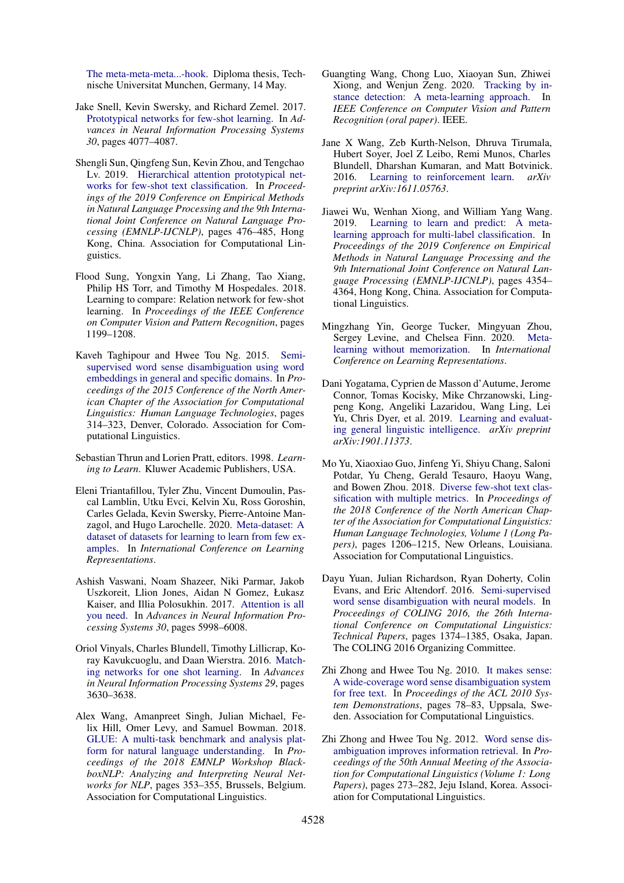The meta-meta-meta...-hook. Diploma thesis, Technische Universitat Munchen, Germany, 14 May.

Jake Snell, Kevin Swersky, and Richard Zemel. 2017. Prototypical networks for few-shot learning. In *Advances in Neural Information Processing Systems 30*, pages 4077–4087.

Shengli Sun, Qingfeng Sun, Kevin Zhou, and Tengchao Lv. 2019. Hierarchical attention prototypical networks for few-shot text classification. In *Proceedings of the 2019 Conference on Empirical Methods in Natural Language Processing and the 9th International Joint Conference on Natural Language Processing (EMNLP-IJCNLP)*, pages 476–485, Hong Kong, China. Association for Computational Linguistics.

Flood Sung, Yongxin Yang, Li Zhang, Tao Xiang, Philip HS Torr, and Timothy M Hospedales. 2018. Learning to compare: Relation network for few-shot learning. In *Proceedings of the IEEE Conference on Computer Vision and Pattern Recognition*, pages 1199–1208.

Kaveh Taghipour and Hwee Tou Ng. 2015. Semi-supervised word sense disambiguation using word embeddings in general and specific domains. In *Proceedings of the 2015 Conference of the North American Chapter of the Association for Computational Linguistics: Human Language Technologies*, pages 314–323, Denver, Colorado. Association for Computational Linguistics.

Sebastian Thrun and Lorien Pratt, editors. 1998. *Learning to Learn*. Kluwer Academic Publishers, USA.

Eleni Triantafillou, Tyler Zhu, Vincent Dumoulin, Pascal Lamblin, Utku Evci, Kelvin Xu, Ross Goroshin, Carles Gelada, Kevin Swersky, Pierre-Antoine Manzagol, and Hugo Larochelle. 2020. Meta-dataset: A dataset of datasets for learning to learn from few examples. In *International Conference on Learning Representations*.

Ashish Vaswani, Noam Shazeer, Niki Parmar, Jakob Uszkoreit, Llion Jones, Aidan N Gomez, Łukasz Kaiser, and Illia Polosukhin. 2017. Attention is all you need. In *Advances in Neural Information Processing Systems 30*, pages 5998–6008.

Oriol Vinyals, Charles Blundell, Timothy Lillicrap, Koray Kavukcuoglu, and Daan Wierstra. 2016. Matching networks for one shot learning. In *Advances in Neural Information Processing Systems 29*, pages 3630–3638.

Alex Wang, Amanpreet Singh, Julian Michael, Felix Hill, Omer Levy, and Samuel Bowman. 2018. GLUE: A multi-task benchmark and analysis platform for natural language understanding. In *Proceedings of the 2018 EMNLP Workshop BlackboxNLP: Analyzing and Interpreting Neural Networks for NLP*, pages 353–355, Brussels, Belgium. Association for Computational Linguistics.

Guangting Wang, Chong Luo, Xiaoyan Sun, Zhiwei Xiong, and Wenjun Zeng. 2020. Tracking by instance detection: A meta-learning approach. In *IEEE Conference on Computer Vision and Pattern Recognition (oral paper)*. IEEE.

Jane X Wang, Zeb Kurth-Nelson, Dhruva Tirumala, Hubert Soyer, Joel Z Leibo, Remi Munos, Charles Blundell, Dharshan Kumaran, and Matt Botvinick. 2016. Learning to reinforcement learn. *arXiv preprint arXiv:1611.05763*.

Jiawei Wu, Wenhan Xiong, and William Yang Wang. 2019. Learning to learn and predict: A meta-learning approach for multi-label classification. In *Proceedings of the 2019 Conference on Empirical Methods in Natural Language Processing and the 9th International Joint Conference on Natural Language Processing (EMNLP-IJCNLP)*, pages 4354–4364, Hong Kong, China. Association for Computational Linguistics.

Mingzhang Yin, George Tucker, Mingyuan Zhou, Sergey Levine, and Chelsea Finn. 2020. Meta-learning without memorization. In *International Conference on Learning Representations*.

Dani Yogatama, Cyprien de Masson d'Autume, Jerome Connor, Tomas Kocisky, Mike Chrzanowski, Lingpeng Kong, Angeliki Lazaridou, Wang Ling, Lei Yu, Chris Dyer, et al. 2019. Learning and evaluating general linguistic intelligence. *arXiv preprint arXiv:1901.11373*.

Mo Yu, Xiaoxiao Guo, Jinfeng Yi, Shiyu Chang, Saloni Potdar, Yu Cheng, Gerald Tesauro, Haoyu Wang, and Bowen Zhou. 2018. Diverse few-shot text classification with multiple metrics. In *Proceedings of the 2018 Conference of the North American Chapter of the Association for Computational Linguistics: Human Language Technologies, Volume 1 (Long Papers)*, pages 1206–1215, New Orleans, Louisiana. Association for Computational Linguistics.

Dayu Yuan, Julian Richardson, Ryan Doherty, Colin Evans, and Eric Altendorf. 2016. Semi-supervised word sense disambiguation with neural models. In *Proceedings of COLING 2016, the 26th International Conference on Computational Linguistics: Technical Papers*, pages 1374–1385, Osaka, Japan. The COLING 2016 Organizing Committee.

Zhi Zhong and Hwee Tou Ng. 2010. It makes sense: A wide-coverage word sense disambiguation system for free text. In *Proceedings of the ACL 2010 System Demonstrations*, pages 78–83, Uppsala, Sweden. Association for Computational Linguistics.

Zhi Zhong and Hwee Tou Ng. 2012. Word sense disambiguation improves information retrieval. In *Proceedings of the 50th Annual Meeting of the Association for Computational Linguistics (Volume 1: Long Papers)*, pages 273–282, Jeju Island, Korea. Association for Computational Linguistics.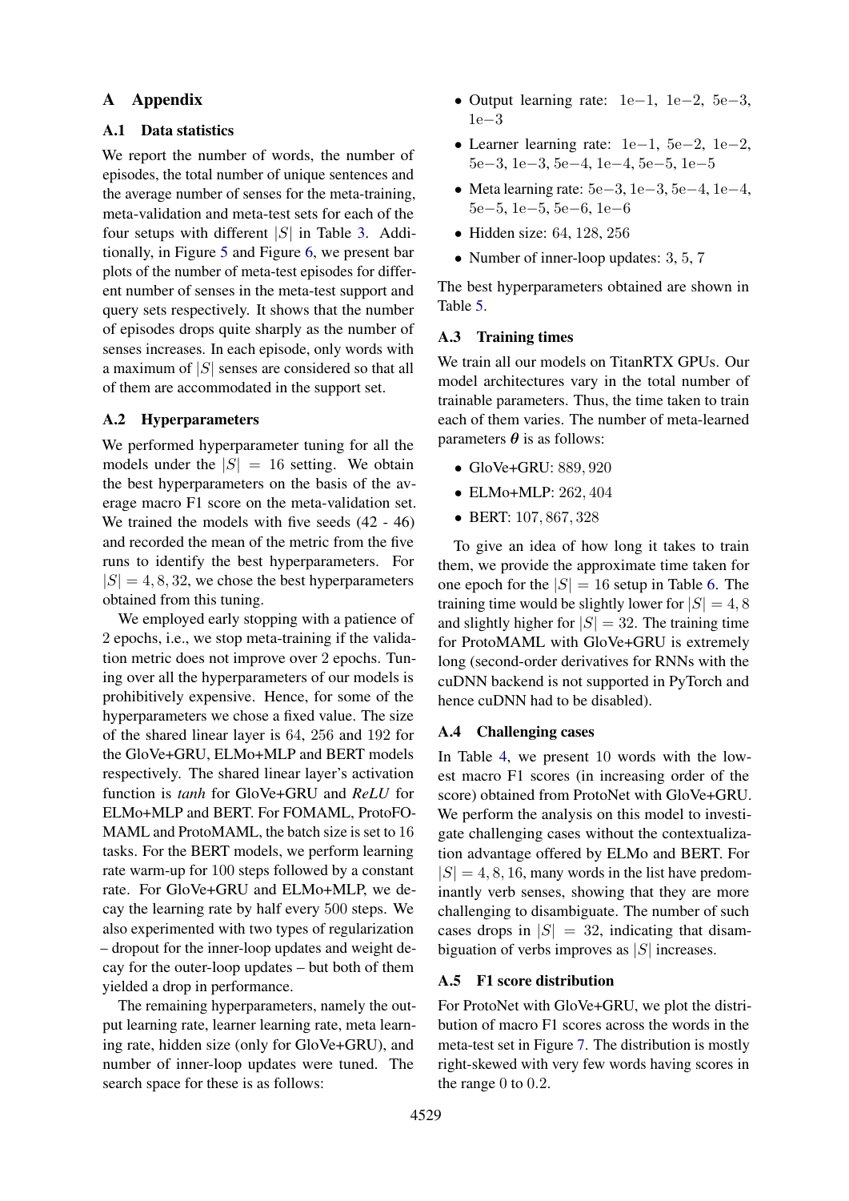# A Appendix

## A.1 Data statistics

We report the number of words, the number of episodes, the total number of unique sentences and the average number of senses for the meta-training, meta-validation and meta-test sets for each of the four setups with different $|S|$ in Table 3. Additionally, in Figure 5 and Figure 6, we present bar plots of the number of meta-test episodes for different number of senses in the meta-test support and query sets respectively. It shows that the number of episodes drops quite sharply as the number of senses increases. In each episode, only words with a maximum of $|S|$ senses are considered so that all of them are accommodated in the support set.

## A.2 Hyperparameters

We performed hyperparameter tuning for all the models under the $|S| = 16$ setting. We obtain the best hyperparameters on the basis of the average macro F1 score on the meta-validation set. We trained the models with five seeds (42 - 46) and recorded the mean of the metric from the five runs to identify the best hyperparameters. For $|S| = 4, 8, 32$, we chose the best hyperparameters obtained from this tuning.

We employed early stopping with a patience of 2 epochs, i.e., we stop meta-training if the validation metric does not improve over 2 epochs. Tuning over all the hyperparameters of our models is prohibitively expensive. Hence, for some of the hyperparameters we chose a fixed value. The size of the shared linear layer is 64, 256 and 192 for the GloVe+GRU, ELMo+MLP and BERT models respectively. The shared linear layer's activation function is *tanh* for GloVe+GRU and *ReLU* for ELMo+MLP and BERT. For FOMAML, ProtoFOMAML and ProtoMAML, the batch size is set to 16 tasks. For the BERT models, we perform learning rate warm-up for 100 steps followed by a constant rate. For GloVe+GRU and ELMo+MLP, we decay the learning rate by half every 500 steps. We also experimented with two types of regularization – dropout for the inner-loop updates and weight decay for the outer-loop updates – but both of them yielded a drop in performance.

The remaining hyperparameters, namely the output learning rate, learner learning rate, meta learning rate, hidden size (only for GloVe+GRU), and number of inner-loop updates were tuned. The search space for these is as follows:

- Output learning rate: 1e−1, 1e−2, 5e−3, 1e−3
- Learner learning rate: 1e−1, 5e−2, 1e−2, 5e−3, 1e−3, 5e−4, 1e−4, 5e−5, 1e−5
- Meta learning rate: 5e−3, 1e−3, 5e−4, 1e−4, 5e−5, 1e−5, 5e−6, 1e−6
- Hidden size: 64, 128, 256
- Number of inner-loop updates: 3, 5, 7

The best hyperparameters obtained are shown in Table 5.

## A.3 Training times

We train all our models on TitanRTX GPUs. Our model architectures vary in the total number of trainable parameters. Thus, the time taken to train each of them varies. The number of meta-learned parameters $\boldsymbol{\theta}$ is as follows:

- GloVe+GRU: 889, 920
- ELMo+MLP: 262, 404
- BERT: 107, 867, 328

To give an idea of how long it takes to train them, we provide the approximate time taken for one epoch for the $|S| = 16$ setup in Table 6. The training time would be slightly lower for $|S| = 4, 8$ and slightly higher for $|S| = 32$. The training time for ProtoMAML with GloVe+GRU is extremely long (second-order derivatives for RNNs with the cuDNN backend is not supported in PyTorch and hence cuDNN had to be disabled).

## A.4 Challenging cases

In Table 4, we present 10 words with the lowest macro F1 scores (in increasing order of the score) obtained from ProtoNet with GloVe+GRU. We perform the analysis on this model to investigate challenging cases without the contextualization advantage offered by ELMo and BERT. For $|S| = 4, 8, 16$, many words in the list have predominantly verb senses, showing that they are more challenging to disambiguate. The number of such cases drops in $|S| = 32$, indicating that disambiguation of verbs improves as $|S|$ increases.

## A.5 F1 score distribution

For ProtoNet with GloVe+GRU, we plot the distribution of macro F1 scores across the words in the meta-test set in Figure 7. The distribution is mostly right-skewed with very few words having scores in the range 0 to 0.2.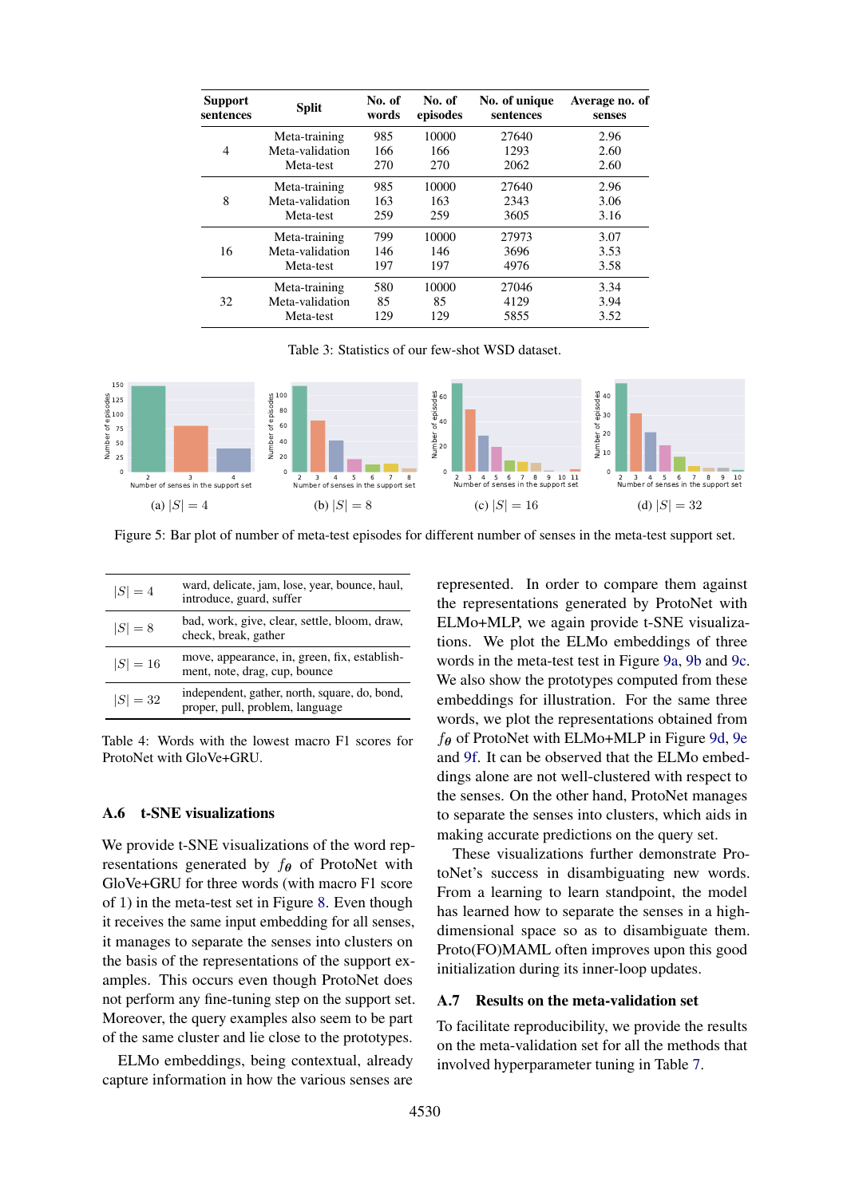| Support sentences | Split | No. of words | No. of episodes | No. of unique sentences | Average no. of senses |
|---|---|---|---|---|---|
| 4 | Meta-training | 985 | 10000 | 27640 | 2.96 |
| | Meta-validation | 166 | 166 | 1293 | 2.60 |
| | Meta-test | 270 | 270 | 2062 | 2.60 |
| 8 | Meta-training | 985 | 10000 | 27640 | 2.96 |
| | Meta-validation | 163 | 163 | 2343 | 3.06 |
| | Meta-test | 259 | 259 | 3605 | 3.16 |
| 16 | Meta-training | 799 | 10000 | 27973 | 3.07 |
| | Meta-validation | 146 | 146 | 3696 | 3.53 |
| | Meta-test | 197 | 197 | 4976 | 3.58 |
| 32 | Meta-training | 580 | 10000 | 27046 | 3.34 |
| | Meta-validation | 85 | 85 | 4129 | 3.94 |
| | Meta-test | 129 | 129 | 5855 | 3.52 |

Table 3: Statistics of our few-shot WSD dataset.

(a) $|S| = 4$ (b) $|S| = 8$ (c) $|S| = 16$ (d) $|S| = 32$

Figure 5: Bar plot of number of meta-test episodes for different number of senses in the meta-test support set.

| | |
|---|---|
| $\|S\| = 4$ | ward, delicate, jam, lose, year, bounce, haul, introduce, guard, suffer |
| $\|S\| = 8$ | bad, work, give, clear, settle, bloom, draw, check, break, gather |
| $\|S\| = 16$ | move, appearance, in, green, fix, establishment, note, drag, cup, bounce |
| $\|S\| = 32$ | independent, gather, north, square, do, bond, proper, pull, problem, language |

Table 4: Words with the lowest macro F1 scores for ProtoNet with GloVe+GRU.

### A.6 t-SNE visualizations

We provide t-SNE visualizations of the word representations generated by $f_\theta$ of ProtoNet with GloVe+GRU for three words (with macro F1 score of 1) in the meta-test set in Figure 8. Even though it receives the same input embedding for all senses, it manages to separate the senses into clusters on the basis of the representations of the support examples. This occurs even though ProtoNet does not perform any fine-tuning step on the support set. Moreover, the query examples also seem to be part of the same cluster and lie close to the prototypes.

ELMo embeddings, being contextual, already capture information in how the various senses are represented. In order to compare them against the representations generated by ProtoNet with ELMo+MLP, we again provide t-SNE visualizations. We plot the ELMo embeddings of three words in the meta-test test in Figure 9a, 9b and 9c. We also show the prototypes computed from these embeddings for illustration. For the same three words, we plot the representations obtained from $f_\theta$ of ProtoNet with ELMo+MLP in Figure 9d, 9e and 9f. It can be observed that the ELMo embeddings alone are not well-clustered with respect to the senses. On the other hand, ProtoNet manages to separate the senses into clusters, which aids in making accurate predictions on the query set.

These visualizations further demonstrate ProtoNet's success in disambiguating new words. From a learning to learn standpoint, the model has learned how to separate the senses in a high-dimensional space so as to disambiguate them. Proto(FO)MAML often improves upon this good initialization during its inner-loop updates.

### A.7 Results on the meta-validation set

To facilitate reproducibility, we provide the results on the meta-validation set for all the methods that involved hyperparameter tuning in Table 7.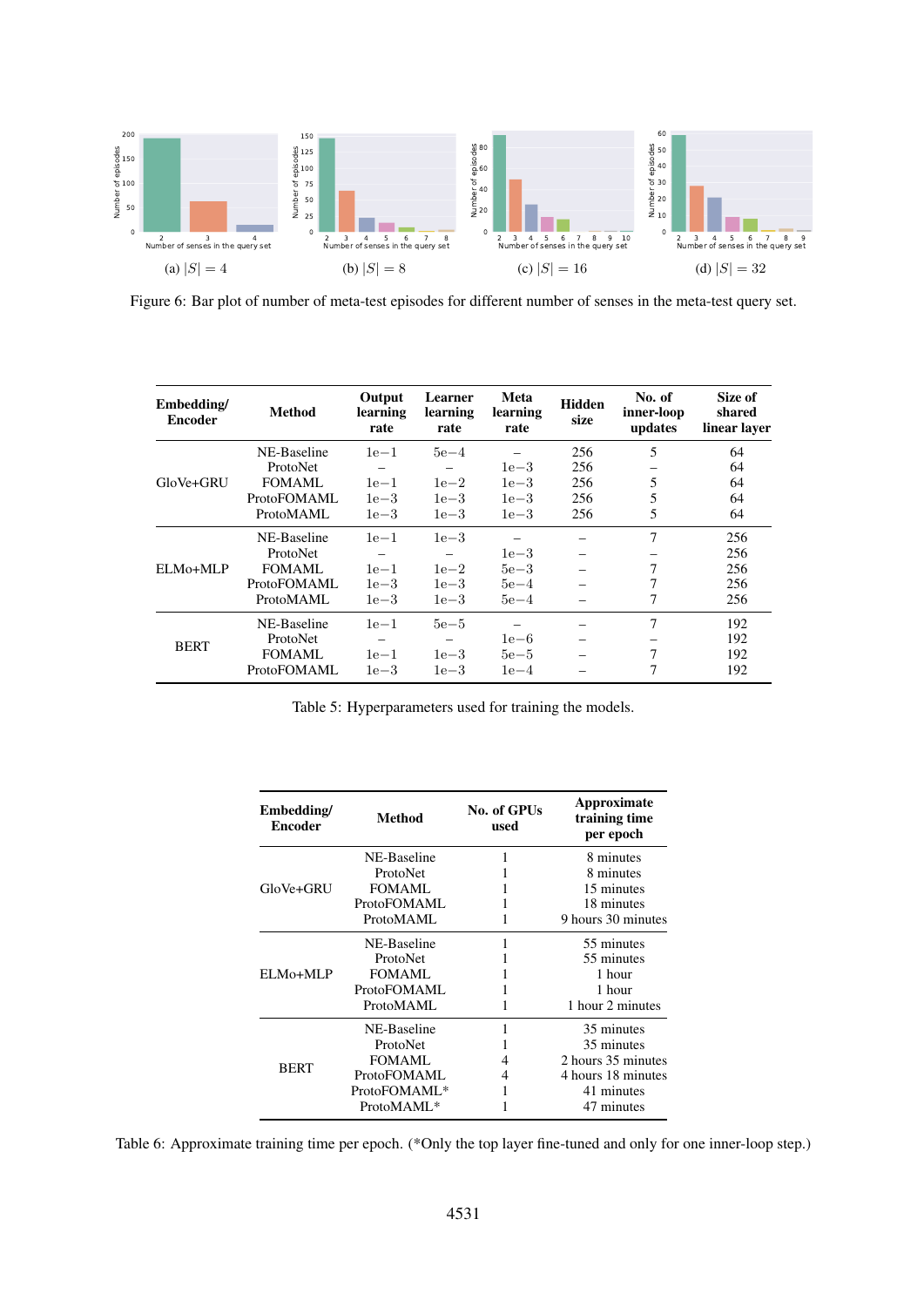(a) $|S| = 4$

(b) $|S| = 8$

(c) $|S| = 16$

(d) $|S| = 32$

Figure 6: Bar plot of number of meta-test episodes for different number of senses in the meta-test query set.

| Embedding/ Encoder | Method | Output learning rate | Learner learning rate | Meta learning rate | Hidden size | No. of inner-loop updates | Size of shared linear layer |
|---|---|---|---|---|---|---|---|
| GloVe+GRU | NE-Baseline | 1e−1 | 5e−4 | – | 256 | 5 | 64 |
| | ProtoNet | – | – | 1e−3 | 256 | – | 64 |
| | FOMAML | 1e−1 | 1e−2 | 1e−3 | 256 | 5 | 64 |
| | ProtoFOMAML | 1e−3 | 1e−3 | 1e−3 | 256 | 5 | 64 |
| | ProtoMAML | 1e−3 | 1e−3 | 1e−3 | 256 | 5 | 64 |
| ELMo+MLP | NE-Baseline | 1e−1 | 1e−3 | – | – | 7 | 256 |
| | ProtoNet | – | – | 1e−3 | – | – | 256 |
| | FOMAML | 1e−1 | 1e−2 | 5e−3 | – | 7 | 256 |
| | ProtoFOMAML | 1e−3 | 1e−3 | 5e−4 | – | 7 | 256 |
| | ProtoMAML | 1e−3 | 1e−3 | 5e−4 | – | 7 | 256 |
| BERT | NE-Baseline | 1e−1 | 5e−5 | – | – | 7 | 192 |
| | ProtoNet | – | – | 1e−6 | – | – | 192 |
| | FOMAML | 1e−1 | 1e−3 | 5e−5 | – | 7 | 192 |
| | ProtoFOMAML | 1e−3 | 1e−3 | 1e−4 | – | 7 | 192 |

Table 5: Hyperparameters used for training the models.

| Embedding/ Encoder | Method | No. of GPUs used | Approximate training time per epoch |
|---|---|---|---|
| GloVe+GRU | NE-Baseline | 1 | 8 minutes |
| | ProtoNet | 1 | 8 minutes |
| | FOMAML | 1 | 15 minutes |
| | ProtoFOMAML | 1 | 18 minutes |
| | ProtoMAML | 1 | 9 hours 30 minutes |
| ELMo+MLP | NE-Baseline | 1 | 55 minutes |
| | ProtoNet | 1 | 55 minutes |
| | FOMAML | 1 | 1 hour |
| | ProtoFOMAML | 1 | 1 hour |
| | ProtoMAML | 1 | 1 hour 2 minutes |
| BERT | NE-Baseline | 1 | 35 minutes |
| | ProtoNet | 1 | 35 minutes |
| | FOMAML | 4 | 2 hours 35 minutes |
| | ProtoFOMAML | 4 | 4 hours 18 minutes |
| | ProtoFOMAML* | 1 | 41 minutes |
| | ProtoMAML* | 1 | 47 minutes |

Table 6: Approximate training time per epoch. (*Only the top layer fine-tuned and only for one inner-loop step.)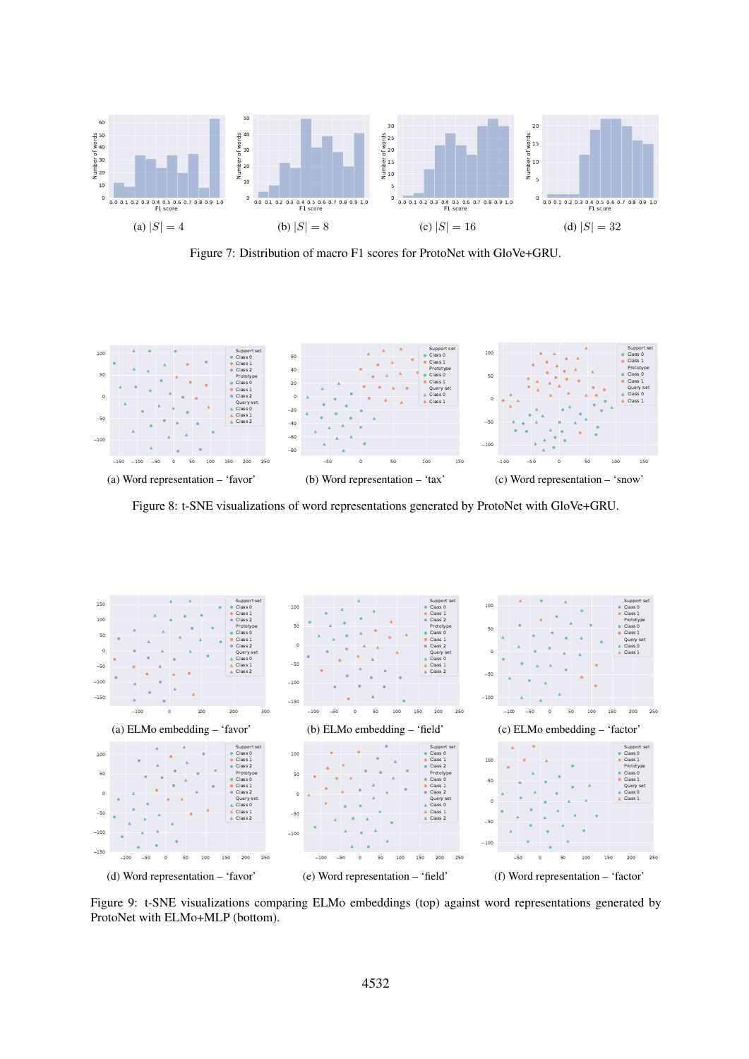(a) $|S| = 4$

(b) $|S| = 8$

(c) $|S| = 16$

(d) $|S| = 32$

Figure 7: Distribution of macro F1 scores for ProtoNet with GloVe+GRU.

(a) Word representation – 'favor'

(b) Word representation – 'tax'

(c) Word representation – 'snow'

Figure 8: t-SNE visualizations of word representations generated by ProtoNet with GloVe+GRU.

(a) ELMo embedding – 'favor'

(b) ELMo embedding – 'field'

(c) ELMo embedding – 'factor'

(d) Word representation – 'favor'

(e) Word representation – 'field'

(f) Word representation – 'factor'

Figure 9: t-SNE visualizations comparing ELMo embeddings (top) against word representations generated by ProtoNet with ELMo+MLP (bottom).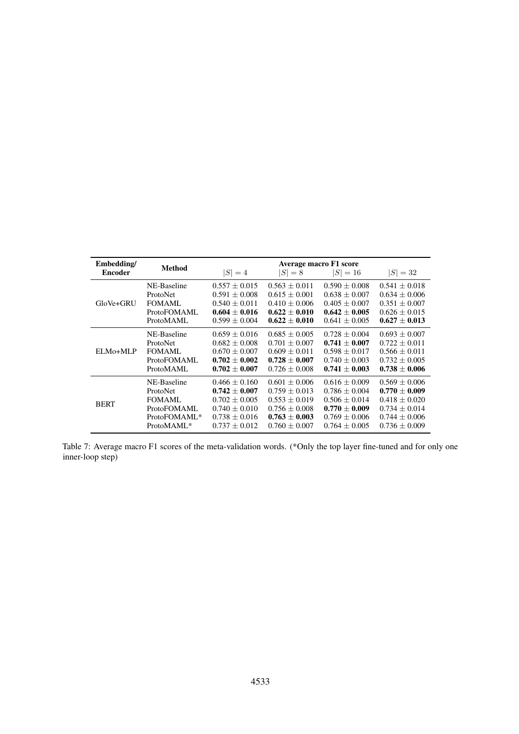| Embedding/ Encoder | Method | Average macro F1 score | | | |
|---|---|---|---|---|---|
| | | $\lvert S\rvert = 4$ | $\lvert S\rvert = 8$ | $\lvert S\rvert = 16$ | $\lvert S\rvert = 32$ |
| GloVe+GRU | NE-Baseline | $0.557 \pm 0.015$ | $0.563 \pm 0.011$ | $0.590 \pm 0.008$ | $0.541 \pm 0.018$ |
| | ProtoNet | $0.591 \pm 0.008$ | $0.615 \pm 0.001$ | $0.638 \pm 0.007$ | $0.634 \pm 0.006$ |
| | FOMAML | $0.540 \pm 0.011$ | $0.410 \pm 0.006$ | $0.405 \pm 0.007$ | $0.351 \pm 0.007$ |
| | ProtoFOMAML | $\mathbf{0.604 \pm 0.016}$ | $\mathbf{0.622 \pm 0.010}$ | $\mathbf{0.642 \pm 0.005}$ | $0.626 \pm 0.015$ |
| | ProtoMAML | $0.599 \pm 0.004$ | $\mathbf{0.622 \pm 0.010}$ | $0.641 \pm 0.005$ | $\mathbf{0.627 \pm 0.013}$ |
| ELMo+MLP | NE-Baseline | $0.659 \pm 0.016$ | $0.685 \pm 0.005$ | $0.728 \pm 0.004$ | $0.693 \pm 0.007$ |
| | ProtoNet | $0.682 \pm 0.008$ | $0.701 \pm 0.007$ | $\mathbf{0.741 \pm 0.007}$ | $0.722 \pm 0.011$ |
| | FOMAML | $0.670 \pm 0.007$ | $0.609 \pm 0.011$ | $0.598 \pm 0.017$ | $0.566 \pm 0.011$ |
| | ProtoFOMAML | $\mathbf{0.702 \pm 0.002}$ | $\mathbf{0.728 \pm 0.007}$ | $0.740 \pm 0.003$ | $0.732 \pm 0.005$ |
| | ProtoMAML | $\mathbf{0.702 \pm 0.007}$ | $0.726 \pm 0.008$ | $\mathbf{0.741 \pm 0.003}$ | $\mathbf{0.738 \pm 0.006}$ |
| BERT | NE-Baseline | $0.466 \pm 0.160$ | $0.601 \pm 0.006$ | $0.616 \pm 0.009$ | $0.569 \pm 0.006$ |
| | ProtoNet | $\mathbf{0.742 \pm 0.007}$ | $0.759 \pm 0.013$ | $0.786 \pm 0.004$ | $\mathbf{0.770 \pm 0.009}$ |
| | FOMAML | $0.702 \pm 0.005$ | $0.553 \pm 0.019$ | $0.506 \pm 0.014$ | $0.418 \pm 0.020$ |
| | ProtoFOMAML | $0.740 \pm 0.010$ | $0.756 \pm 0.008$ | $\mathbf{0.770 \pm 0.009}$ | $0.734 \pm 0.014$ |
| | ProtoFOMAML* | $0.738 \pm 0.016$ | $\mathbf{0.763 \pm 0.003}$ | $0.769 \pm 0.006$ | $0.744 \pm 0.006$ |
| | ProtoMAML* | $0.737 \pm 0.012$ | $0.760 \pm 0.007$ | $0.764 \pm 0.005$ | $0.736 \pm 0.009$ |

Table 7: Average macro F1 scores of the meta-validation words. (*Only the top layer fine-tuned and for only one inner-loop step)